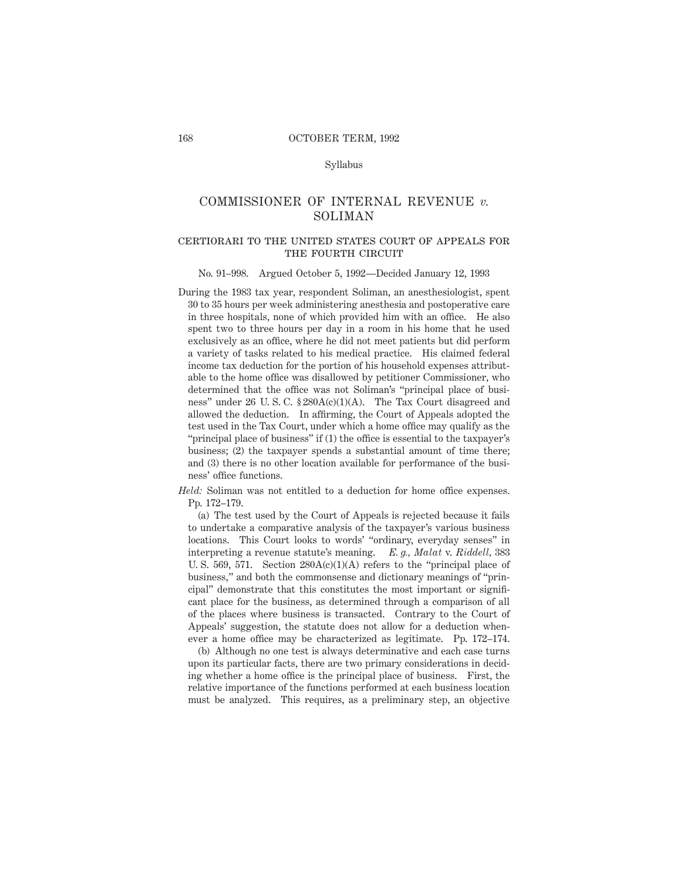Syllabus

# COMMISSIONER OF INTERNAL REVENUE *v.* SOLIMAN

## CERTIORARI TO THE UNITED STATES COURT OF APPEALS FOR THE FOURTH CIRCUIT

No. 91–998. Argued October 5, 1992—Decided January 12, 1993

During the 1983 tax year, respondent Soliman, an anesthesiologist, spent 30 to 35 hours per week administering anesthesia and postoperative care in three hospitals, none of which provided him with an office. He also spent two to three hours per day in a room in his home that he used exclusively as an office, where he did not meet patients but did perform a variety of tasks related to his medical practice. His claimed federal income tax deduction for the portion of his household expenses attributable to the home office was disallowed by petitioner Commissioner, who determined that the office was not Soliman's "principal place of business" under 26 U. S. C. § 280A(c)(1)(A). The Tax Court disagreed and allowed the deduction. In affirming, the Court of Appeals adopted the test used in the Tax Court, under which a home office may qualify as the "principal place of business" if (1) the office is essential to the taxpayer's business; (2) the taxpayer spends a substantial amount of time there; and (3) there is no other location available for performance of the business' office functions.

*Held:* Soliman was not entitled to a deduction for home office expenses. Pp. 172–179.

(a) The test used by the Court of Appeals is rejected because it fails to undertake a comparative analysis of the taxpayer's various business locations. This Court looks to words' "ordinary, everyday senses" in interpreting a revenue statute's meaning. *E. g., Malat* v. *Riddell*, 383 U. S. 569, 571. Section 280A(c)(1)(A) refers to the "principal place of business," and both the commonsense and dictionary meanings of "principal" demonstrate that this constitutes the most important or significant place for the business, as determined through a comparison of all of the places where business is transacted. Contrary to the Court of Appeals' suggestion, the statute does not allow for a deduction whenever a home office may be characterized as legitimate. Pp. 172–174.

(b) Although no one test is always determinative and each case turns upon its particular facts, there are two primary considerations in deciding whether a home office is the principal place of business. First, the relative importance of the functions performed at each business location must be analyzed. This requires, as a preliminary step, an objective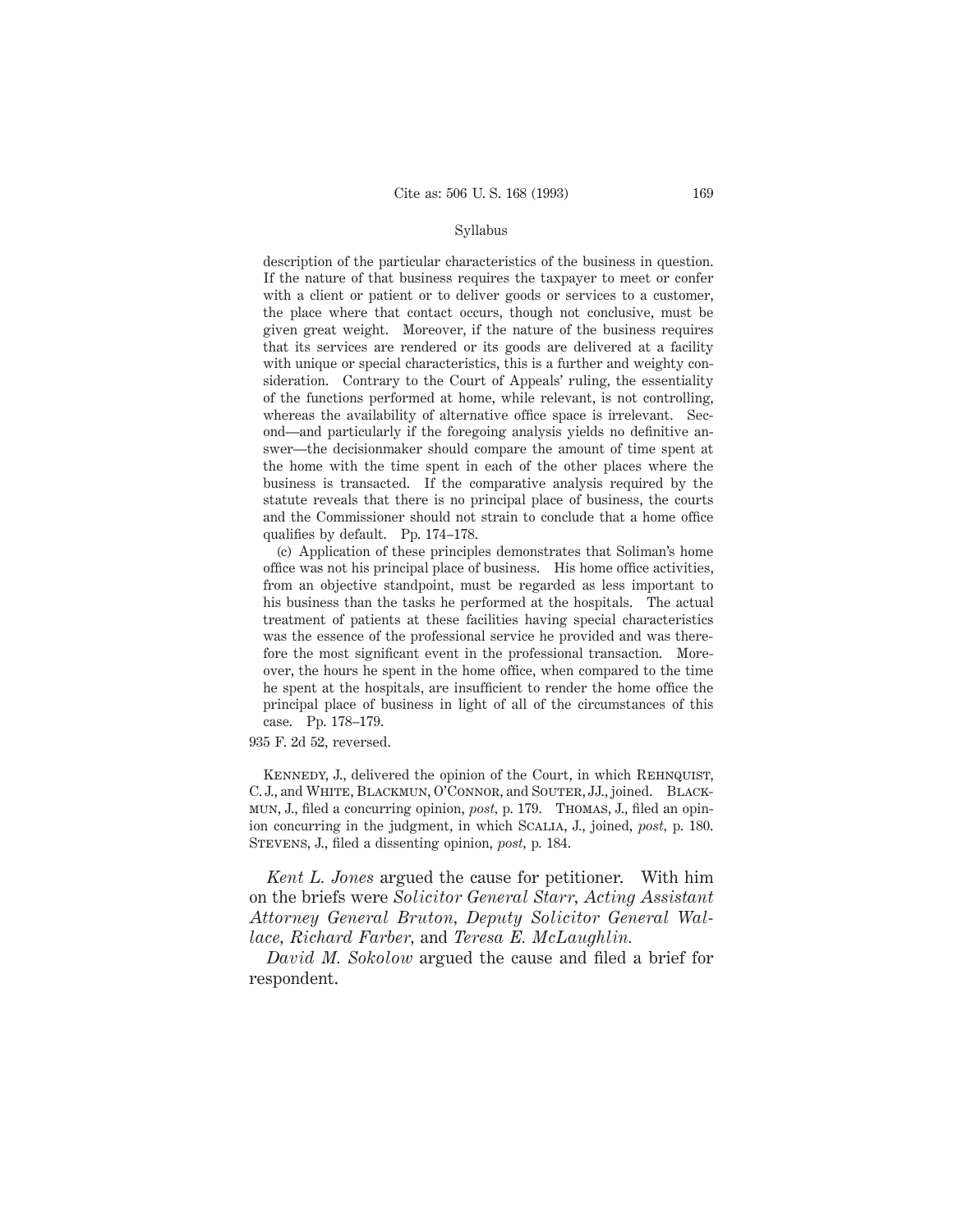description of the particular characteristics of the business in question. If the nature of that business requires the taxpayer to meet or confer with a client or patient or to deliver goods or services to a customer, the place where that contact occurs, though not conclusive, must be given great weight. Moreover, if the nature of the business requires that its services are rendered or its goods are delivered at a facility with unique or special characteristics, this is a further and weighty consideration. Contrary to the Court of Appeals' ruling, the essentiality of the functions performed at home, while relevant, is not controlling, whereas the availability of alternative office space is irrelevant. Second—and particularly if the foregoing analysis yields no definitive answer—the decisionmaker should compare the amount of time spent at the home with the time spent in each of the other places where the business is transacted. If the comparative analysis required by the statute reveals that there is no principal place of business, the courts and the Commissioner should not strain to conclude that a home office qualifies by default. Pp. 174–178.

(c) Application of these principles demonstrates that Soliman's home office was not his principal place of business. His home office activities, from an objective standpoint, must be regarded as less important to his business than the tasks he performed at the hospitals. The actual treatment of patients at these facilities having special characteristics was the essence of the professional service he provided and was therefore the most significant event in the professional transaction. Moreover, the hours he spent in the home office, when compared to the time he spent at the hospitals, are insufficient to render the home office the principal place of business in light of all of the circumstances of this case. Pp. 178–179.

935 F. 2d 52, reversed.

Kennedy, J., delivered the opinion of the Court, in which Rehnquist, C. J., and White, Blackmun, O'Connor, and Souter, JJ., joined. Blackmun, J., filed a concurring opinion, *post*, p. 179. Thomas, J., filed an opinion concurring in the judgment, in which Scalia, J., joined, *post*, p. 180. Stevens, J., filed a dissenting opinion, *post*, p. 184.

*Kent L. Jones* argued the cause for petitioner. With him on the briefs were *Solicitor General Starr*, *Acting Assistant Attorney General Bruton*, *Deputy Solicitor General Wallace*, *Richard Farber*, and *Teresa E. McLaughlin.*

*David M. Sokolow* argued the cause and filed a brief for respondent.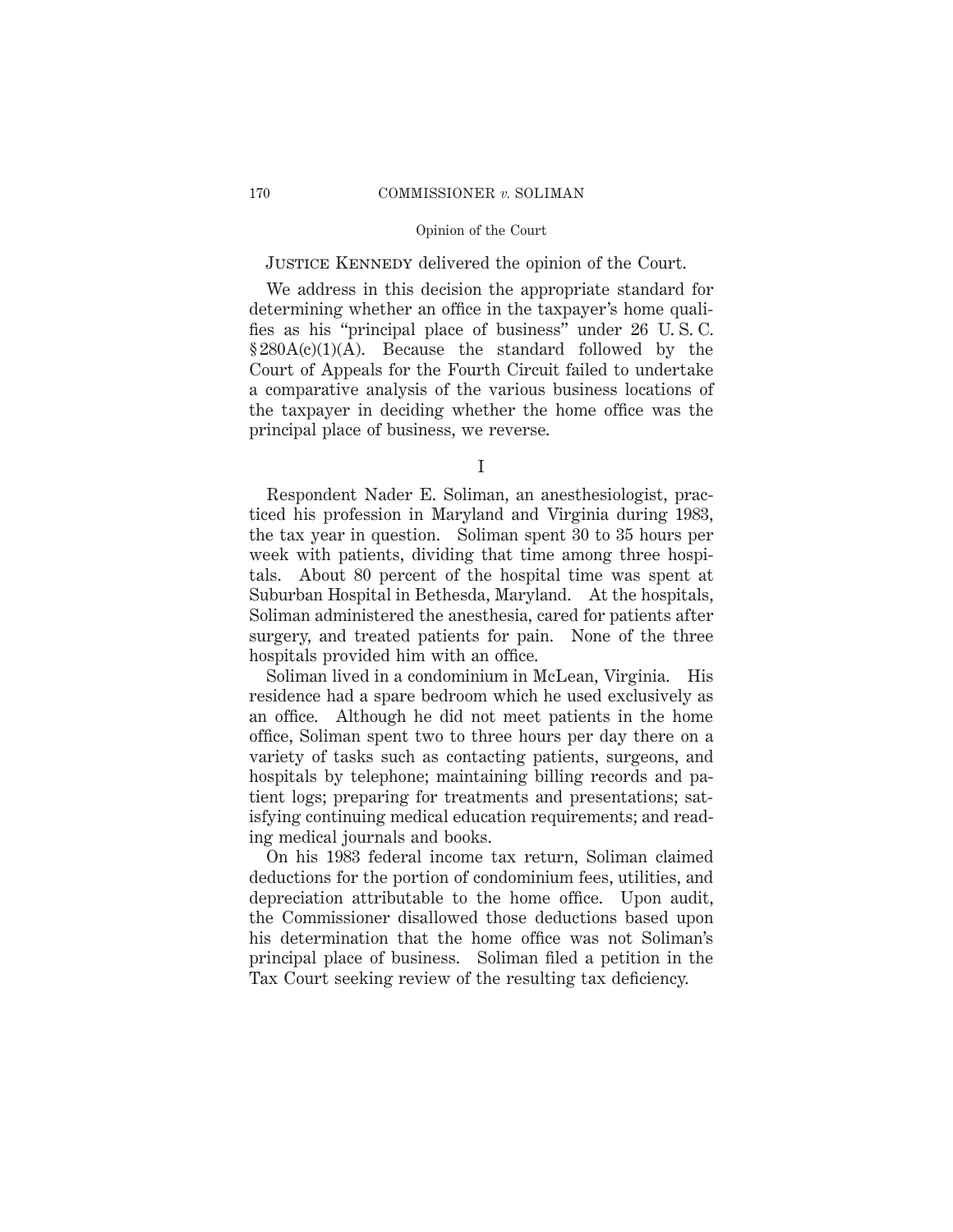Justice Kennedy delivered the opinion of the Court.

We address in this decision the appropriate standard for determining whether an office in the taxpayer's home qualifies as his "principal place of business" under 26 U. S. C. § 280A(c)(1)(A). Because the standard followed by the Court of Appeals for the Fourth Circuit failed to undertake a comparative analysis of the various business locations of the taxpayer in deciding whether the home office was the principal place of business, we reverse.

## I

Respondent Nader E. Soliman, an anesthesiologist, practiced his profession in Maryland and Virginia during 1983, the tax year in question. Soliman spent 30 to 35 hours per week with patients, dividing that time among three hospitals. About 80 percent of the hospital time was spent at Suburban Hospital in Bethesda, Maryland. At the hospitals, Soliman administered the anesthesia, cared for patients after surgery, and treated patients for pain. None of the three hospitals provided him with an office.

Soliman lived in a condominium in McLean, Virginia. His residence had a spare bedroom which he used exclusively as an office. Although he did not meet patients in the home office, Soliman spent two to three hours per day there on a variety of tasks such as contacting patients, surgeons, and hospitals by telephone; maintaining billing records and patient logs; preparing for treatments and presentations; satisfying continuing medical education requirements; and reading medical journals and books.

On his 1983 federal income tax return, Soliman claimed deductions for the portion of condominium fees, utilities, and depreciation attributable to the home office. Upon audit, the Commissioner disallowed those deductions based upon his determination that the home office was not Soliman's principal place of business. Soliman filed a petition in the Tax Court seeking review of the resulting tax deficiency.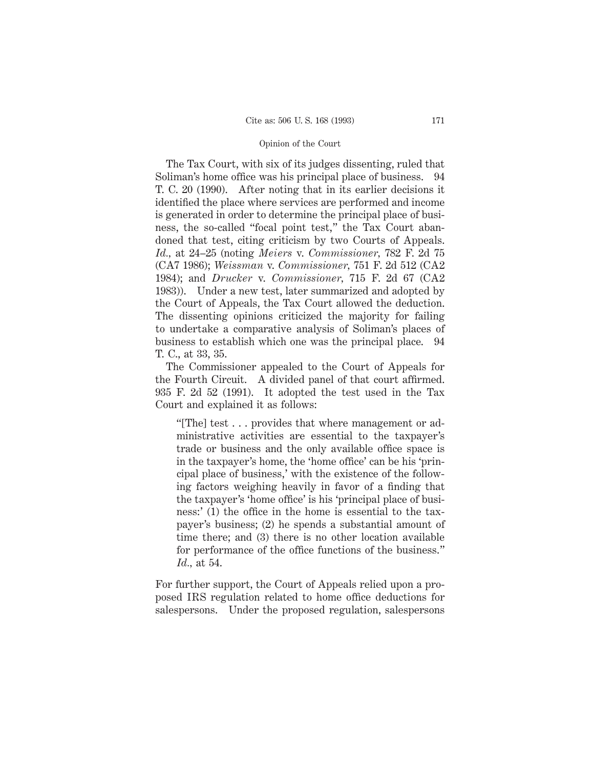The Tax Court, with six of its judges dissenting, ruled that Soliman's home office was his principal place of business. 94 T. C. 20 (1990). After noting that in its earlier decisions it identified the place where services are performed and income is generated in order to determine the principal place of business, the so-called "focal point test," the Tax Court abandoned that test, citing criticism by two Courts of Appeals. *Id.*, at 24–25 (noting *Meiers* v. *Commissioner*, 782 F. 2d 75 (CA7 1986); *Weissman* v. *Commissioner*, 751 F. 2d 512 (CA2 1984); and *Drucker* v. *Commissioner*, 715 F. 2d 67 (CA2 1983)). Under a new test, later summarized and adopted by the Court of Appeals, the Tax Court allowed the deduction. The dissenting opinions criticized the majority for failing to undertake a comparative analysis of Soliman's places of business to establish which one was the principal place. 94 T. C., at 33, 35.

The Commissioner appealed to the Court of Appeals for the Fourth Circuit. A divided panel of that court affirmed. 935 F. 2d 52 (1991). It adopted the test used in the Tax Court and explained it as follows:

> "[The] test . . . provides that where management or administrative activities are essential to the taxpayer's trade or business and the only available office space is in the taxpayer's home, the 'home office' can be his 'principal place of business,' with the existence of the following factors weighing heavily in favor of a finding that the taxpayer's 'home office' is his 'principal place of business:' (1) the office in the home is essential to the taxpayer's business; (2) he spends a substantial amount of time there; and (3) there is no other location available for performance of the office functions of the business." *Id.*, at 54.

For further support, the Court of Appeals relied upon a proposed IRS regulation related to home office deductions for salespersons. Under the proposed regulation, salespersons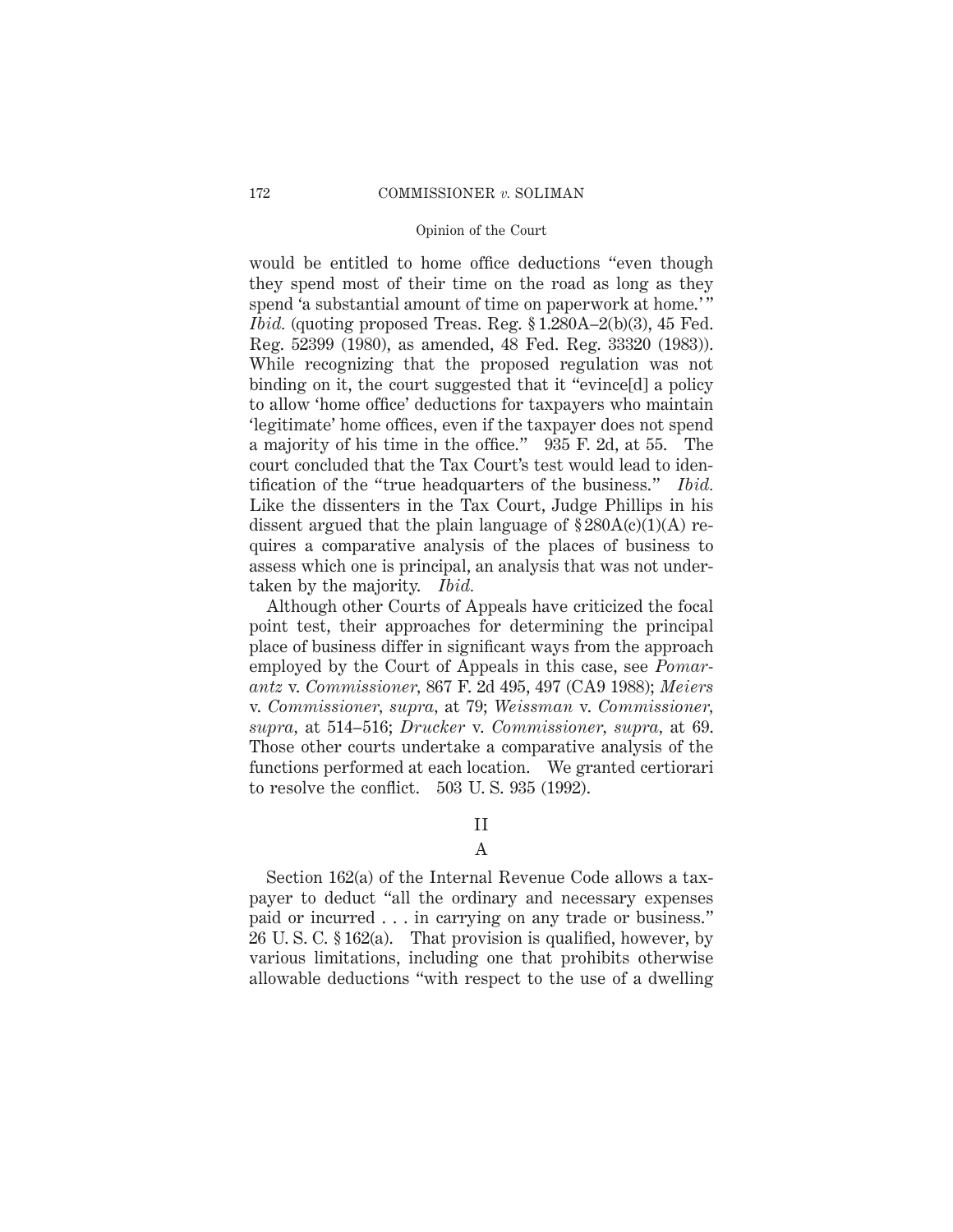would be entitled to home office deductions "even though they spend most of their time on the road as long as they spend 'a substantial amount of time on paperwork at home.'" *Ibid.* (quoting proposed Treas. Reg. § 1.280A–2(b)(3), 45 Fed. Reg. 52399 (1980), as amended, 48 Fed. Reg. 33320 (1983)). While recognizing that the proposed regulation was not binding on it, the court suggested that it "evince[d] a policy to allow 'home office' deductions for taxpayers who maintain 'legitimate' home offices, even if the taxpayer does not spend a majority of his time in the office." 935 F. 2d, at 55. The court concluded that the Tax Court's test would lead to identification of the "true headquarters of the business." *Ibid.* Like the dissenters in the Tax Court, Judge Phillips in his dissent argued that the plain language of § 280A(c)(1)(A) requires a comparative analysis of the places of business to assess which one is principal, an analysis that was not undertaken by the majority. *Ibid.*

Although other Courts of Appeals have criticized the focal point test, their approaches for determining the principal place of business differ in significant ways from the approach employed by the Court of Appeals in this case, see *Pomarantz* v. *Commissioner*, 867 F. 2d 495, 497 (CA9 1988); *Meiers* v. *Commissioner*, *supra*, at 79; *Weissman* v. *Commissioner*, *supra*, at 514–516; *Drucker* v. *Commissioner*, *supra*, at 69. Those other courts undertake a comparative analysis of the functions performed at each location. We granted certiorari to resolve the conflict. 503 U. S. 935 (1992).

## II

### A

Section 162(a) of the Internal Revenue Code allows a taxpayer to deduct "all the ordinary and necessary expenses paid or incurred . . . in carrying on any trade or business." 26 U. S. C. § 162(a). That provision is qualified, however, by various limitations, including one that prohibits otherwise allowable deductions "with respect to the use of a dwelling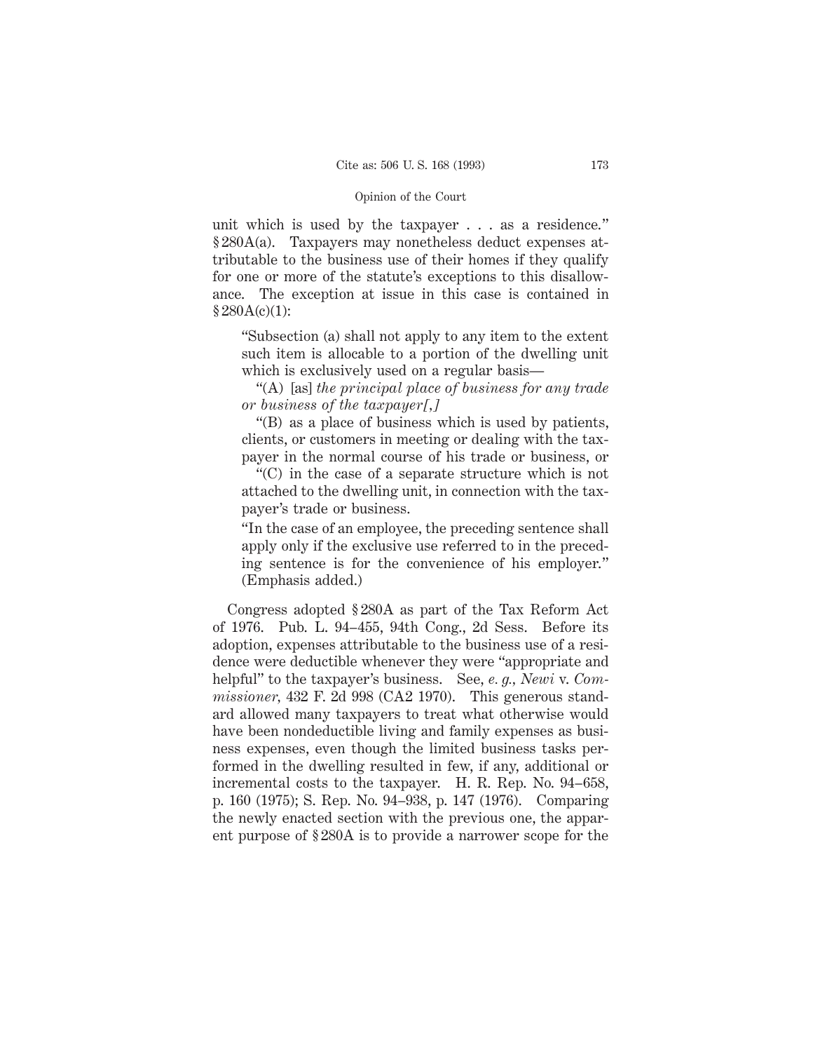unit which is used by the taxpayer . . . as a residence." §280A(a). Taxpayers may nonetheless deduct expenses attributable to the business use of their homes if they qualify for one or more of the statute's exceptions to this disallowance. The exception at issue in this case is contained in §280A(c)(1):

> "Subsection (a) shall not apply to any item to the extent such item is allocable to a portion of the dwelling unit which is exclusively used on a regular basis—
>
> "(A) [as] *the principal place of business for any trade or business of the taxpayer[,]*
>
> "(B) as a place of business which is used by patients, clients, or customers in meeting or dealing with the taxpayer in the normal course of his trade or business, or
>
> "(C) in the case of a separate structure which is not attached to the dwelling unit, in connection with the taxpayer's trade or business.
>
> "In the case of an employee, the preceding sentence shall apply only if the exclusive use referred to in the preceding sentence is for the convenience of his employer." (Emphasis added.)

Congress adopted §280A as part of the Tax Reform Act of 1976. Pub. L. 94–455, 94th Cong., 2d Sess. Before its adoption, expenses attributable to the business use of a residence were deductible whenever they were "appropriate and helpful" to the taxpayer's business. See, *e. g.*, *Newi* v. *Commissioner*, 432 F. 2d 998 (CA2 1970). This generous standard allowed many taxpayers to treat what otherwise would have been nondeductible living and family expenses as business expenses, even though the limited business tasks performed in the dwelling resulted in few, if any, additional or incremental costs to the taxpayer. H. R. Rep. No. 94–658, p. 160 (1975); S. Rep. No. 94–938, p. 147 (1976). Comparing the newly enacted section with the previous one, the apparent purpose of §280A is to provide a narrower scope for the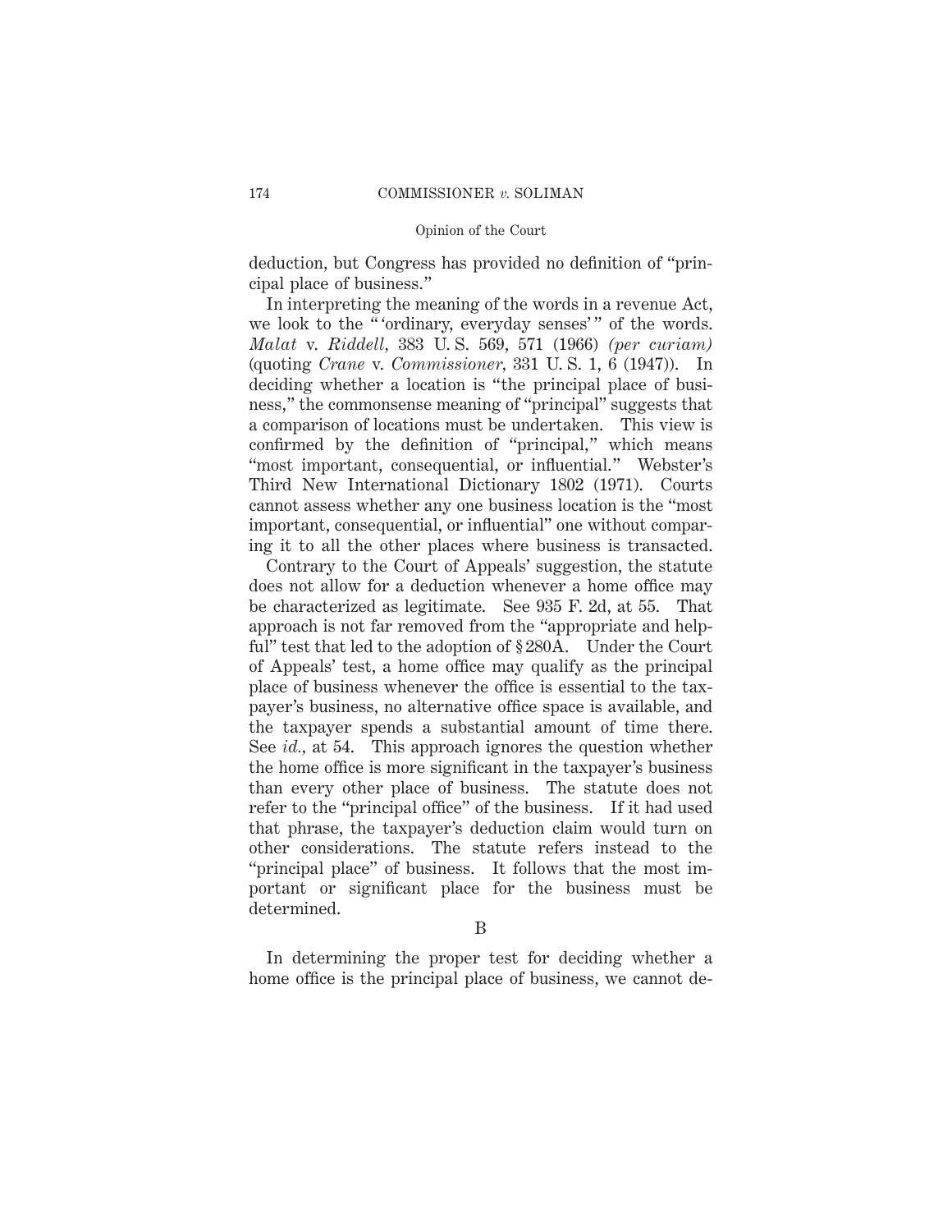deduction, but Congress has provided no definition of "principal place of business."

In interpreting the meaning of the words in a revenue Act, we look to the "'ordinary, everyday senses'" of the words. *Malat* v. *Riddell*, 383 U. S. 569, 571 (1966) *(per curiam)* (quoting *Crane* v. *Commissioner*, 331 U. S. 1, 6 (1947)). In deciding whether a location is "the principal place of business," the commonsense meaning of "principal" suggests that a comparison of locations must be undertaken. This view is confirmed by the definition of "principal," which means "most important, consequential, or influential." Webster's Third New International Dictionary 1802 (1971). Courts cannot assess whether any one business location is the "most important, consequential, or influential" one without comparing it to all the other places where business is transacted.

Contrary to the Court of Appeals' suggestion, the statute does not allow for a deduction whenever a home office may be characterized as legitimate. See 935 F. 2d, at 55. That approach is not far removed from the "appropriate and helpful" test that led to the adoption of § 280A. Under the Court of Appeals' test, a home office may qualify as the principal place of business whenever the office is essential to the taxpayer's business, no alternative office space is available, and the taxpayer spends a substantial amount of time there. See *id.*, at 54. This approach ignores the question whether the home office is more significant in the taxpayer's business than every other place of business. The statute does not refer to the "principal office" of the business. If it had used that phrase, the taxpayer's deduction claim would turn on other considerations. The statute refers instead to the "principal place" of business. It follows that the most important or significant place for the business must be determined.

B

In determining the proper test for deciding whether a home office is the principal place of business, we cannot de-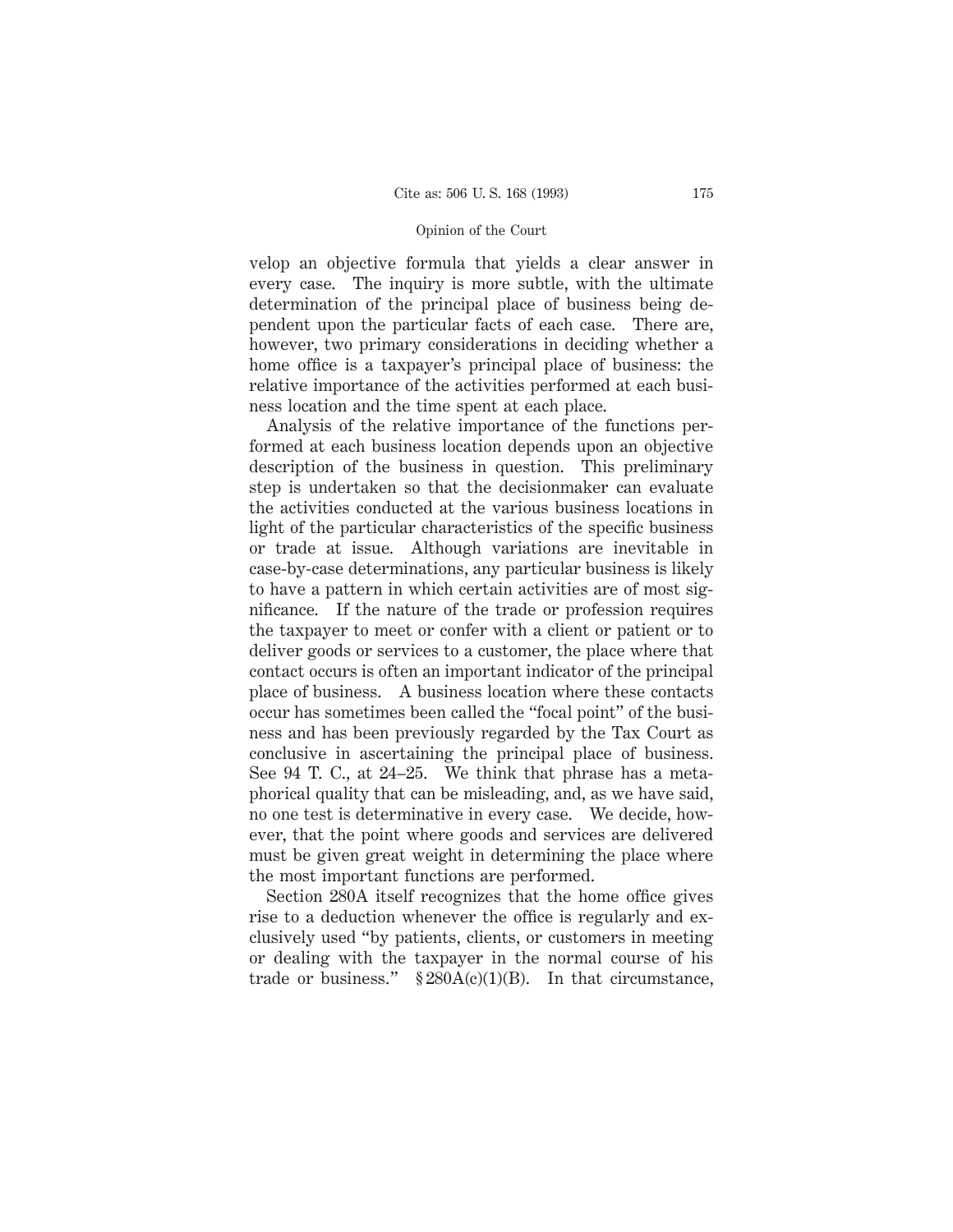velop an objective formula that yields a clear answer in every case. The inquiry is more subtle, with the ultimate determination of the principal place of business being dependent upon the particular facts of each case. There are, however, two primary considerations in deciding whether a home office is a taxpayer's principal place of business: the relative importance of the activities performed at each business location and the time spent at each place.

Analysis of the relative importance of the functions performed at each business location depends upon an objective description of the business in question. This preliminary step is undertaken so that the decisionmaker can evaluate the activities conducted at the various business locations in light of the particular characteristics of the specific business or trade at issue. Although variations are inevitable in case-by-case determinations, any particular business is likely to have a pattern in which certain activities are of most significance. If the nature of the trade or profession requires the taxpayer to meet or confer with a client or patient or to deliver goods or services to a customer, the place where that contact occurs is often an important indicator of the principal place of business. A business location where these contacts occur has sometimes been called the "focal point" of the business and has been previously regarded by the Tax Court as conclusive in ascertaining the principal place of business. See 94 T. C., at 24–25. We think that phrase has a metaphorical quality that can be misleading, and, as we have said, no one test is determinative in every case. We decide, however, that the point where goods and services are delivered must be given great weight in determining the place where the most important functions are performed.

Section 280A itself recognizes that the home office gives rise to a deduction whenever the office is regularly and exclusively used "by patients, clients, or customers in meeting or dealing with the taxpayer in the normal course of his trade or business." § 280A(c)(1)(B). In that circumstance,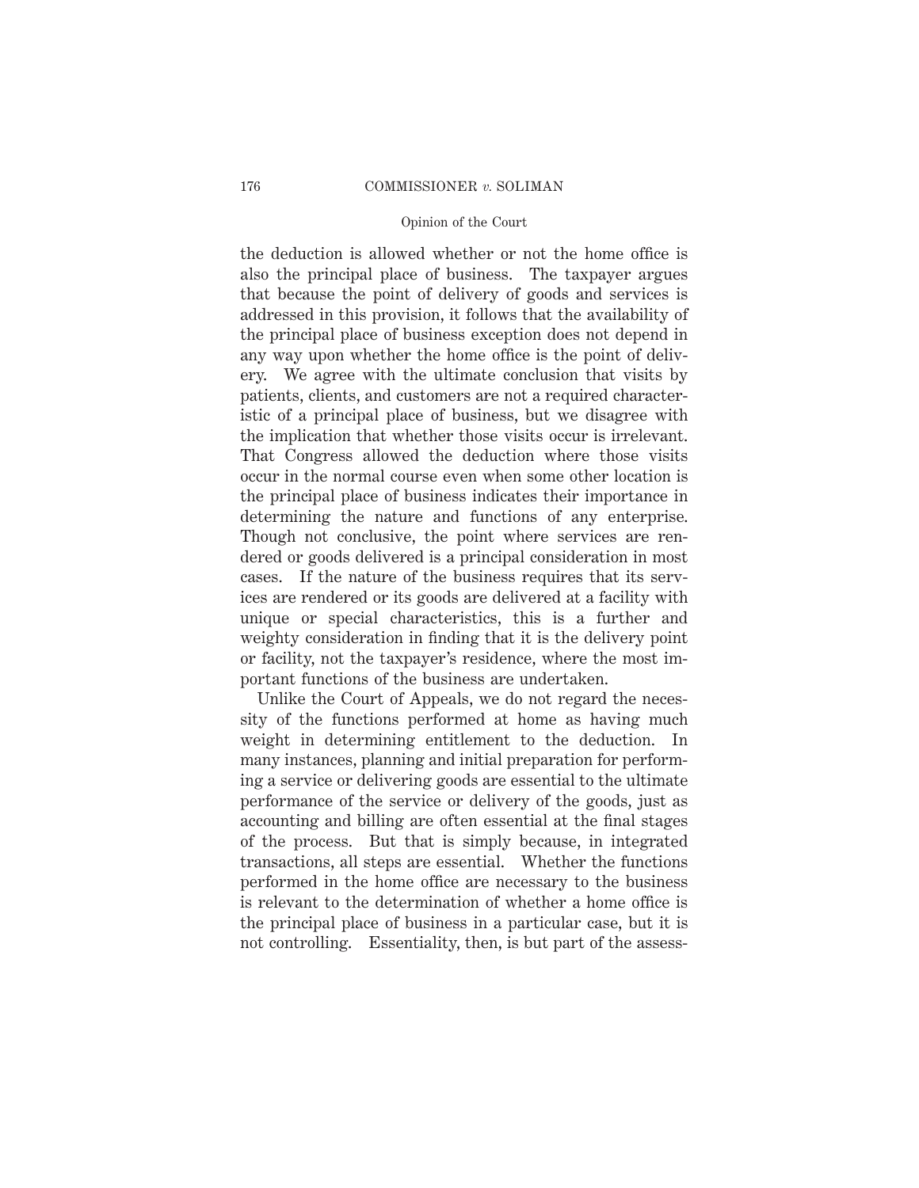the deduction is allowed whether or not the home office is also the principal place of business. The taxpayer argues that because the point of delivery of goods and services is addressed in this provision, it follows that the availability of the principal place of business exception does not depend in any way upon whether the home office is the point of delivery. We agree with the ultimate conclusion that visits by patients, clients, and customers are not a required characteristic of a principal place of business, but we disagree with the implication that whether those visits occur is irrelevant. That Congress allowed the deduction where those visits occur in the normal course even when some other location is the principal place of business indicates their importance in determining the nature and functions of any enterprise. Though not conclusive, the point where services are rendered or goods delivered is a principal consideration in most cases. If the nature of the business requires that its services are rendered or its goods are delivered at a facility with unique or special characteristics, this is a further and weighty consideration in finding that it is the delivery point or facility, not the taxpayer's residence, where the most important functions of the business are undertaken.

Unlike the Court of Appeals, we do not regard the necessity of the functions performed at home as having much weight in determining entitlement to the deduction. In many instances, planning and initial preparation for performing a service or delivering goods are essential to the ultimate performance of the service or delivery of the goods, just as accounting and billing are often essential at the final stages of the process. But that is simply because, in integrated transactions, all steps are essential. Whether the functions performed in the home office are necessary to the business is relevant to the determination of whether a home office is the principal place of business in a particular case, but it is not controlling. Essentiality, then, is but part of the assess-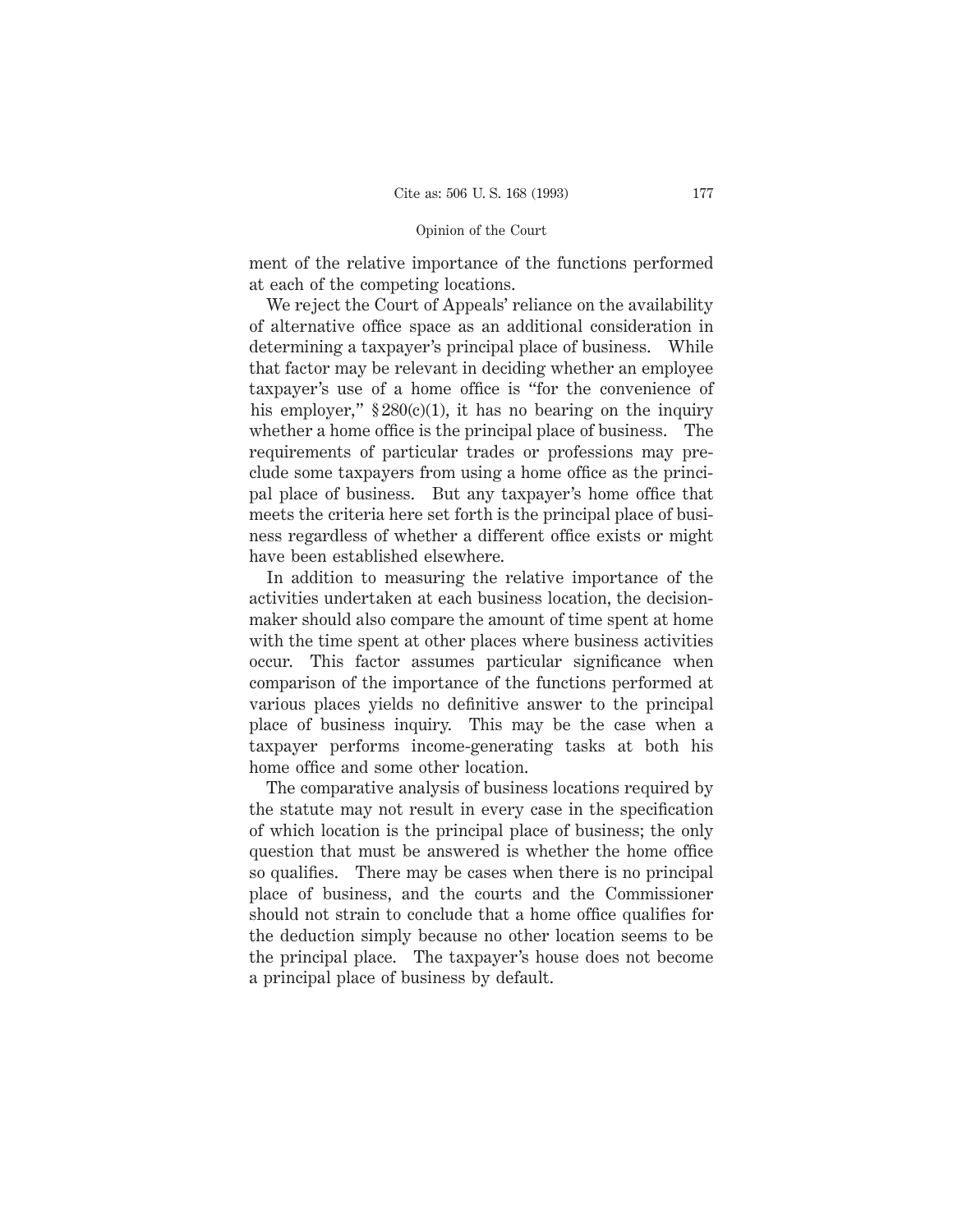ment of the relative importance of the functions performed at each of the competing locations.

We reject the Court of Appeals' reliance on the availability of alternative office space as an additional consideration in determining a taxpayer's principal place of business. While that factor may be relevant in deciding whether an employee taxpayer's use of a home office is "for the convenience of his employer," § 280(c)(1), it has no bearing on the inquiry whether a home office is the principal place of business. The requirements of particular trades or professions may preclude some taxpayers from using a home office as the principal place of business. But any taxpayer's home office that meets the criteria here set forth is the principal place of business regardless of whether a different office exists or might have been established elsewhere.

In addition to measuring the relative importance of the activities undertaken at each business location, the decisionmaker should also compare the amount of time spent at home with the time spent at other places where business activities occur. This factor assumes particular significance when comparison of the importance of the functions performed at various places yields no definitive answer to the principal place of business inquiry. This may be the case when a taxpayer performs income-generating tasks at both his home office and some other location.

The comparative analysis of business locations required by the statute may not result in every case in the specification of which location is the principal place of business; the only question that must be answered is whether the home office so qualifies. There may be cases when there is no principal place of business, and the courts and the Commissioner should not strain to conclude that a home office qualifies for the deduction simply because no other location seems to be the principal place. The taxpayer's house does not become a principal place of business by default.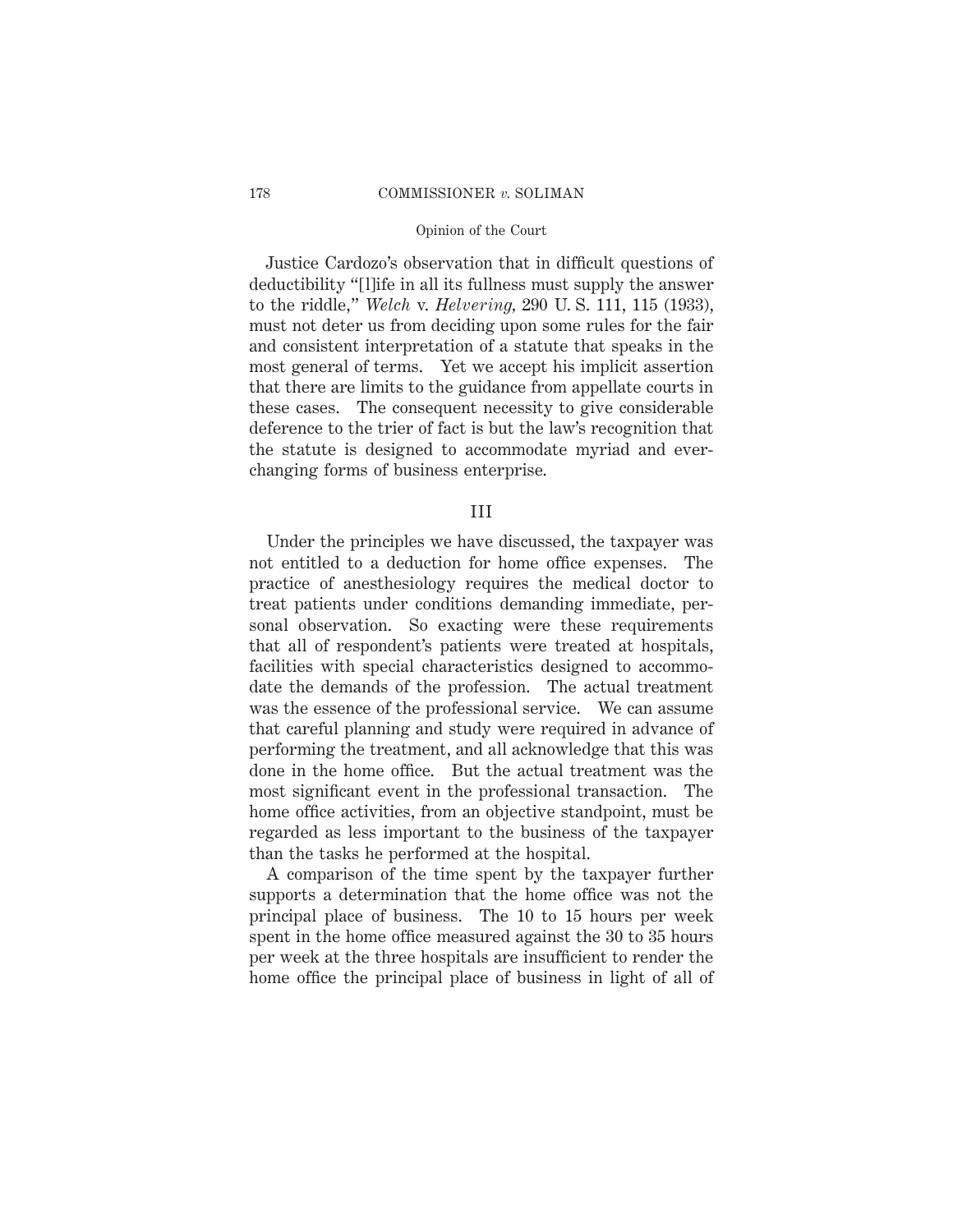Justice Cardozo's observation that in difficult questions of deductibility "[l]ife in all its fullness must supply the answer to the riddle," *Welch* v. *Helvering,* 290 U. S. 111, 115 (1933), must not deter us from deciding upon some rules for the fair and consistent interpretation of a statute that speaks in the most general of terms. Yet we accept his implicit assertion that there are limits to the guidance from appellate courts in these cases. The consequent necessity to give considerable deference to the trier of fact is but the law's recognition that the statute is designed to accommodate myriad and ever-changing forms of business enterprise.

## III

Under the principles we have discussed, the taxpayer was not entitled to a deduction for home office expenses. The practice of anesthesiology requires the medical doctor to treat patients under conditions demanding immediate, personal observation. So exacting were these requirements that all of respondent's patients were treated at hospitals, facilities with special characteristics designed to accommodate the demands of the profession. The actual treatment was the essence of the professional service. We can assume that careful planning and study were required in advance of performing the treatment, and all acknowledge that this was done in the home office. But the actual treatment was the most significant event in the professional transaction. The home office activities, from an objective standpoint, must be regarded as less important to the business of the taxpayer than the tasks he performed at the hospital.

A comparison of the time spent by the taxpayer further supports a determination that the home office was not the principal place of business. The 10 to 15 hours per week spent in the home office measured against the 30 to 35 hours per week at the three hospitals are insufficient to render the home office the principal place of business in light of all of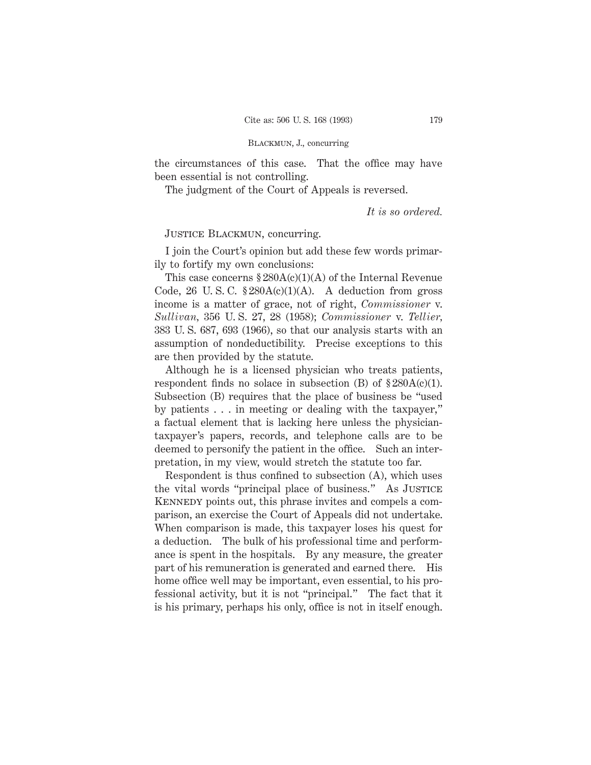the circumstances of this case. That the office may have been essential is not controlling.

The judgment of the Court of Appeals is reversed.

*It is so ordered.*

JUSTICE BLACKMUN, concurring.

I join the Court's opinion but add these few words primarily to fortify my own conclusions:

This case concerns § 280A(c)(1)(A) of the Internal Revenue Code, 26 U. S. C. § 280A(c)(1)(A). A deduction from gross income is a matter of grace, not of right, *Commissioner* v. *Sullivan,* 356 U. S. 27, 28 (1958); *Commissioner* v. *Tellier,* 383 U. S. 687, 693 (1966), so that our analysis starts with an assumption of nondeductibility. Precise exceptions to this are then provided by the statute.

Although he is a licensed physician who treats patients, respondent finds no solace in subsection (B) of § 280A(c)(1). Subsection (B) requires that the place of business be "used by patients . . . in meeting or dealing with the taxpayer," a factual element that is lacking here unless the physician-taxpayer's papers, records, and telephone calls are to be deemed to personify the patient in the office. Such an interpretation, in my view, would stretch the statute too far.

Respondent is thus confined to subsection (A), which uses the vital words "principal place of business." As JUSTICE KENNEDY points out, this phrase invites and compels a comparison, an exercise the Court of Appeals did not undertake. When comparison is made, this taxpayer loses his quest for a deduction. The bulk of his professional time and performance is spent in the hospitals. By any measure, the greater part of his remuneration is generated and earned there. His home office well may be important, even essential, to his professional activity, but it is not "principal." The fact that it is his primary, perhaps his only, office is not in itself enough.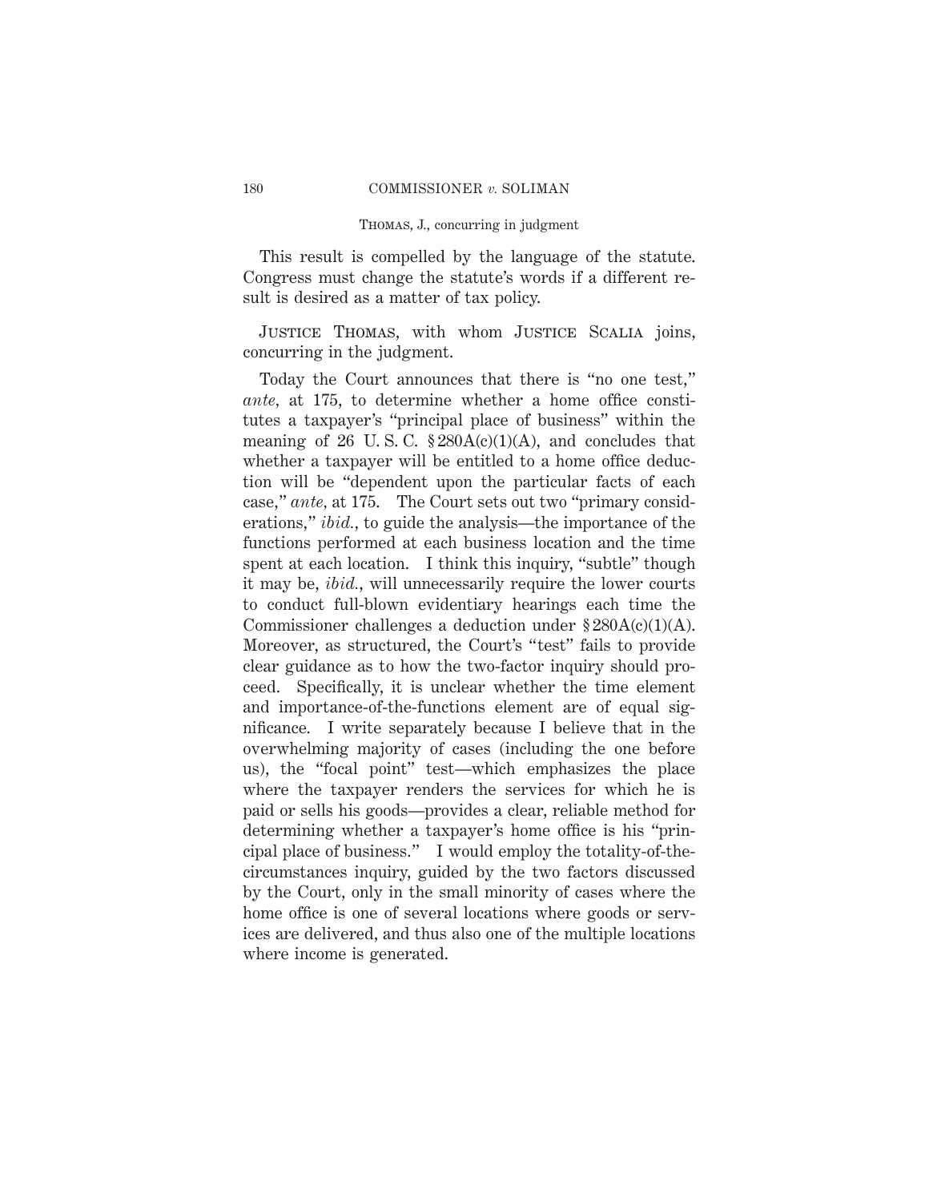This result is compelled by the language of the statute. Congress must change the statute's words if a different result is desired as a matter of tax policy.

JUSTICE THOMAS, with whom JUSTICE SCALIA joins, concurring in the judgment.

Today the Court announces that there is "no one test," *ante*, at 175, to determine whether a home office constitutes a taxpayer's "principal place of business" within the meaning of 26 U. S. C. § 280A(c)(1)(A), and concludes that whether a taxpayer will be entitled to a home office deduction will be "dependent upon the particular facts of each case," *ante*, at 175. The Court sets out two "primary considerations," *ibid.*, to guide the analysis—the importance of the functions performed at each business location and the time spent at each location. I think this inquiry, "subtle" though it may be, *ibid.*, will unnecessarily require the lower courts to conduct full-blown evidentiary hearings each time the Commissioner challenges a deduction under § 280A(c)(1)(A). Moreover, as structured, the Court's "test" fails to provide clear guidance as to how the two-factor inquiry should proceed. Specifically, it is unclear whether the time element and importance-of-the-functions element are of equal significance. I write separately because I believe that in the overwhelming majority of cases (including the one before us), the "focal point" test—which emphasizes the place where the taxpayer renders the services for which he is paid or sells his goods—provides a clear, reliable method for determining whether a taxpayer's home office is his "principal place of business." I would employ the totality-of-the-circumstances inquiry, guided by the two factors discussed by the Court, only in the small minority of cases where the home office is one of several locations where goods or services are delivered, and thus also one of the multiple locations where income is generated.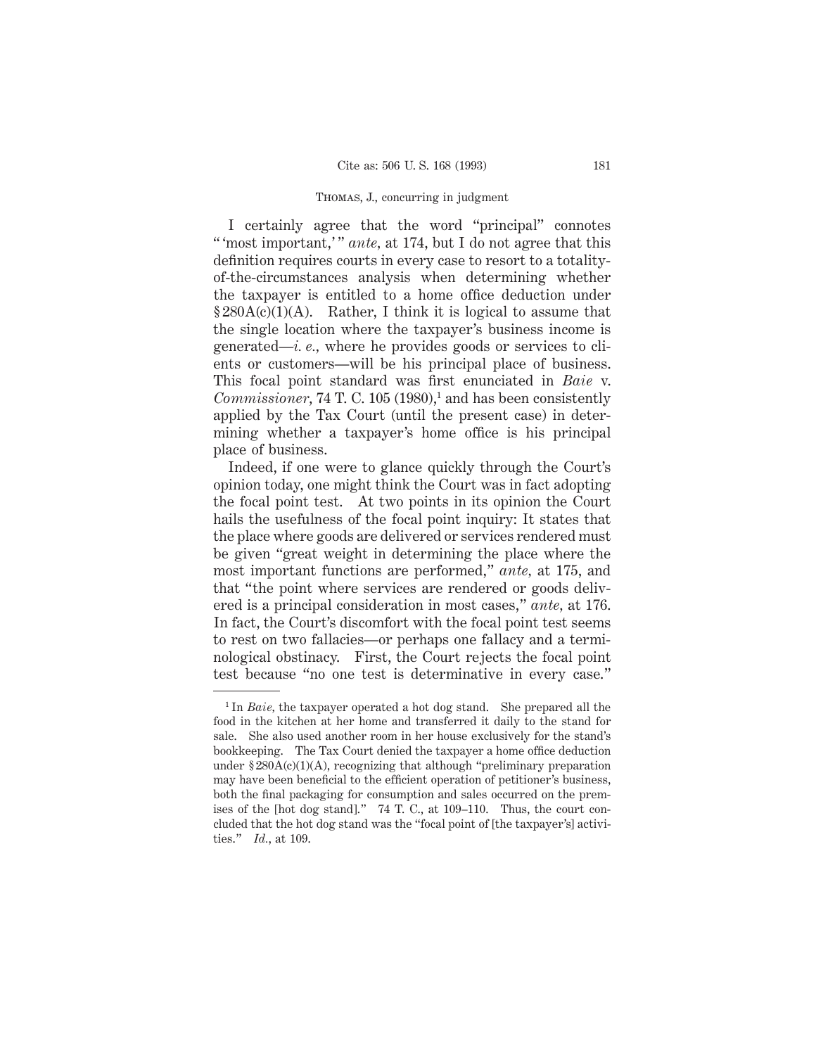I certainly agree that the word "principal" connotes " 'most important,' " *ante,* at 174, but I do not agree that this definition requires courts in every case to resort to a totality-of-the-circumstances analysis when determining whether the taxpayer is entitled to a home office deduction under § 280A(c)(1)(A). Rather, I think it is logical to assume that the single location where the taxpayer's business income is generated—*i. e.,* where he provides goods or services to clients or customers—will be his principal place of business. This focal point standard was first enunciated in *Baie* v. *Commissioner,* 74 T. C. 105 (1980),[1] and has been consistently applied by the Tax Court (until the present case) in determining whether a taxpayer's home office is his principal place of business.

Indeed, if one were to glance quickly through the Court's opinion today, one might think the Court was in fact adopting the focal point test. At two points in its opinion the Court hails the usefulness of the focal point inquiry: It states that the place where goods are delivered or services rendered must be given "great weight in determining the place where the most important functions are performed," *ante,* at 175, and that "the point where services are rendered or goods delivered is a principal consideration in most cases," *ante,* at 176. In fact, the Court's discomfort with the focal point test seems to rest on two fallacies—or perhaps one fallacy and a terminological obstinacy. First, the Court rejects the focal point test because "no one test is determinative in every case."

---

[1] In *Baie,* the taxpayer operated a hot dog stand. She prepared all the food in the kitchen at her home and transferred it daily to the stand for sale. She also used another room in her house exclusively for the stand's bookkeeping. The Tax Court denied the taxpayer a home office deduction under § 280A(c)(1)(A), recognizing that although "preliminary preparation may have been beneficial to the efficient operation of petitioner's business, both the final packaging for consumption and sales occurred on the premises of the [hot dog stand]." 74 T. C., at 109–110. Thus, the court concluded that the hot dog stand was the "focal point of [the taxpayer's] activities." *Id.,* at 109.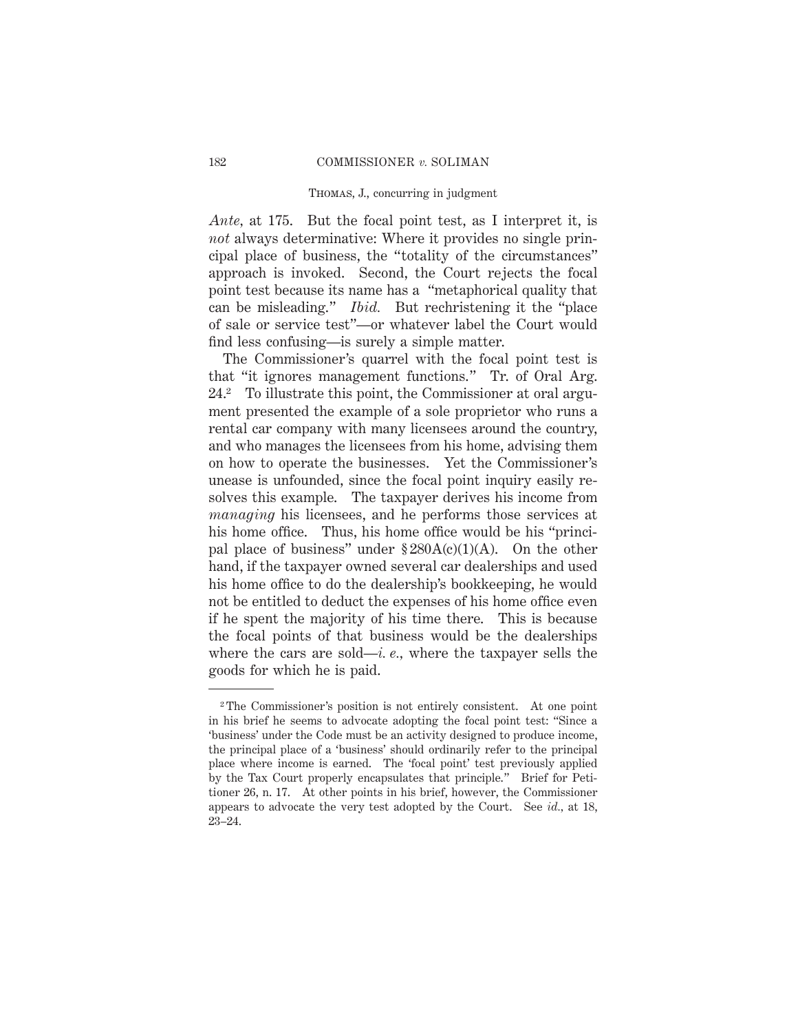*Ante*, at 175. But the focal point test, as I interpret it, is *not* always determinative: Where it provides no single principal place of business, the "totality of the circumstances" approach is invoked. Second, the Court rejects the focal point test because its name has a "metaphorical quality that can be misleading." *Ibid.* But rechristening it the "place of sale or service test"—or whatever label the Court would find less confusing—is surely a simple matter.

The Commissioner's quarrel with the focal point test is that "it ignores management functions." Tr. of Oral Arg. 24.[2] To illustrate this point, the Commissioner at oral argument presented the example of a sole proprietor who runs a rental car company with many licensees around the country, and who manages the licensees from his home, advising them on how to operate the businesses. Yet the Commissioner's unease is unfounded, since the focal point inquiry easily resolves this example. The taxpayer derives his income from *managing* his licensees, and he performs those services at his home office. Thus, his home office would be his "principal place of business" under § 280A(c)(1)(A). On the other hand, if the taxpayer owned several car dealerships and used his home office to do the dealership's bookkeeping, he would not be entitled to deduct the expenses of his home office even if he spent the majority of his time there. This is because the focal points of that business would be the dealerships where the cars are sold—*i. e.*, where the taxpayer sells the goods for which he is paid.

---

[2] The Commissioner's position is not entirely consistent. At one point in his brief he seems to advocate adopting the focal point test: "Since a 'business' under the Code must be an activity designed to produce income, the principal place of a 'business' should ordinarily refer to the principal place where income is earned. The 'focal point' test previously applied by the Tax Court properly encapsulates that principle." Brief for Petitioner 26, n. 17. At other points in his brief, however, the Commissioner appears to advocate the very test adopted by the Court. See *id.*, at 18, 23–24.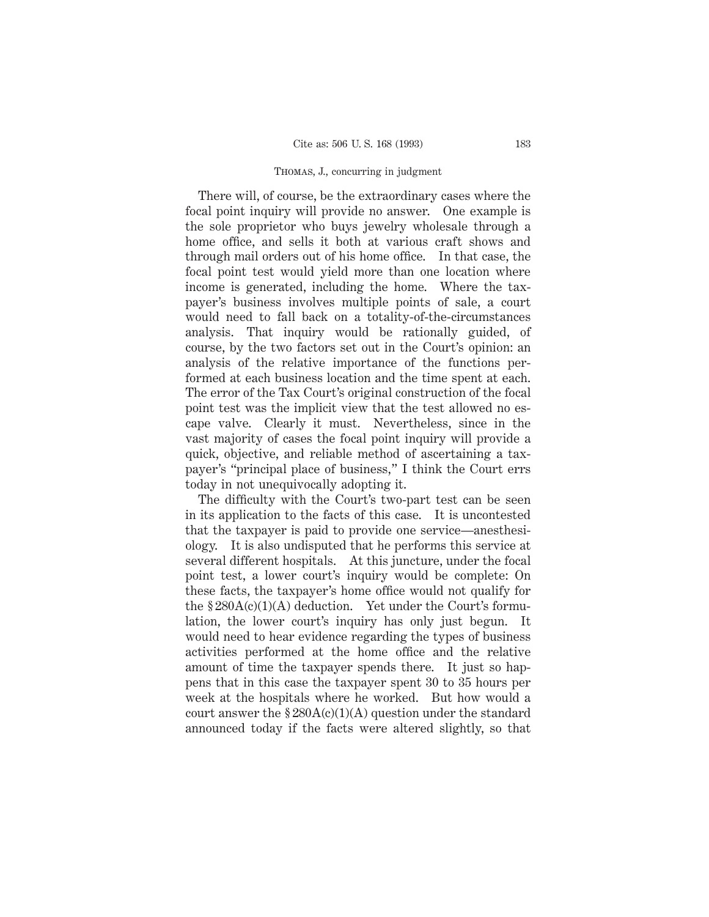There will, of course, be the extraordinary cases where the focal point inquiry will provide no answer. One example is the sole proprietor who buys jewelry wholesale through a home office, and sells it both at various craft shows and through mail orders out of his home office. In that case, the focal point test would yield more than one location where income is generated, including the home. Where the taxpayer's business involves multiple points of sale, a court would need to fall back on a totality-of-the-circumstances analysis. That inquiry would be rationally guided, of course, by the two factors set out in the Court's opinion: an analysis of the relative importance of the functions performed at each business location and the time spent at each. The error of the Tax Court's original construction of the focal point test was the implicit view that the test allowed no escape valve. Clearly it must. Nevertheless, since in the vast majority of cases the focal point inquiry will provide a quick, objective, and reliable method of ascertaining a taxpayer's "principal place of business," I think the Court errs today in not unequivocally adopting it.

The difficulty with the Court's two-part test can be seen in its application to the facts of this case. It is uncontested that the taxpayer is paid to provide one service—anesthesiology. It is also undisputed that he performs this service at several different hospitals. At this juncture, under the focal point test, a lower court's inquiry would be complete: On these facts, the taxpayer's home office would not qualify for the § 280A(c)(1)(A) deduction. Yet under the Court's formulation, the lower court's inquiry has only just begun. It would need to hear evidence regarding the types of business activities performed at the home office and the relative amount of time the taxpayer spends there. It just so happens that in this case the taxpayer spent 30 to 35 hours per week at the hospitals where he worked. But how would a court answer the § 280A(c)(1)(A) question under the standard announced today if the facts were altered slightly, so that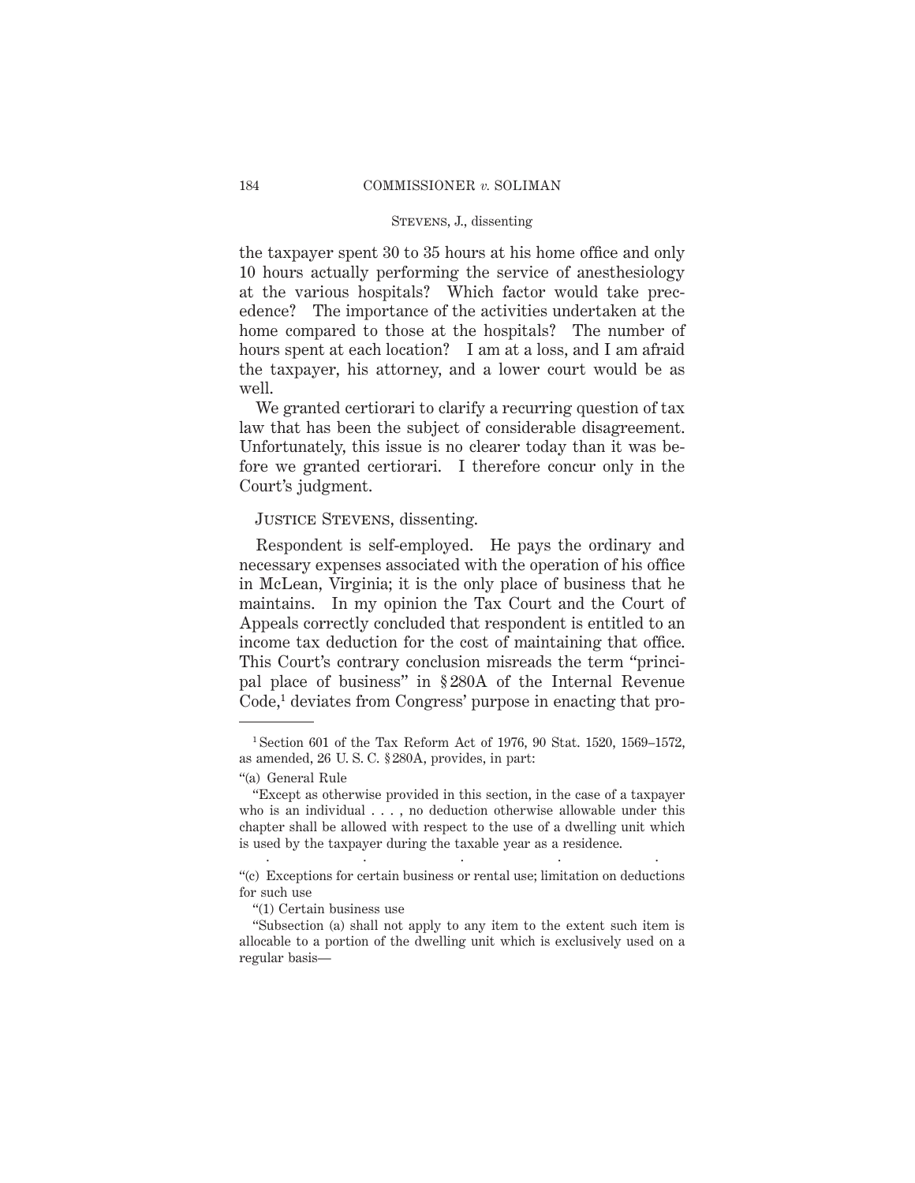the taxpayer spent 30 to 35 hours at his home office and only 10 hours actually performing the service of anesthesiology at the various hospitals? Which factor would take precedence? The importance of the activities undertaken at the home compared to those at the hospitals? The number of hours spent at each location? I am at a loss, and I am afraid the taxpayer, his attorney, and a lower court would be as well.

We granted certiorari to clarify a recurring question of tax law that has been the subject of considerable disagreement. Unfortunately, this issue is no clearer today than it was before we granted certiorari. I therefore concur only in the Court's judgment.

JUSTICE STEVENS, dissenting.

Respondent is self-employed. He pays the ordinary and necessary expenses associated with the operation of his office in McLean, Virginia; it is the only place of business that he maintains. In my opinion the Tax Court and the Court of Appeals correctly concluded that respondent is entitled to an income tax deduction for the cost of maintaining that office. This Court's contrary conclusion misreads the term "principal place of business" in § 280A of the Internal Revenue Code,[1] deviates from Congress' purpose in enacting that pro-

---

[1] Section 601 of the Tax Reform Act of 1976, 90 Stat. 1520, 1569–1572, as amended, 26 U. S. C. § 280A, provides, in part:

"(a) General Rule

"Except as otherwise provided in this section, in the case of a taxpayer who is an individual . . . , no deduction otherwise allowable under this chapter shall be allowed with respect to the use of a dwelling unit which is used by the taxpayer during the taxable year as a residence.

. . . . .

"(c) Exceptions for certain business or rental use; limitation on deductions for such use

"(1) Certain business use

"Subsection (a) shall not apply to any item to the extent such item is allocable to a portion of the dwelling unit which is exclusively used on a regular basis—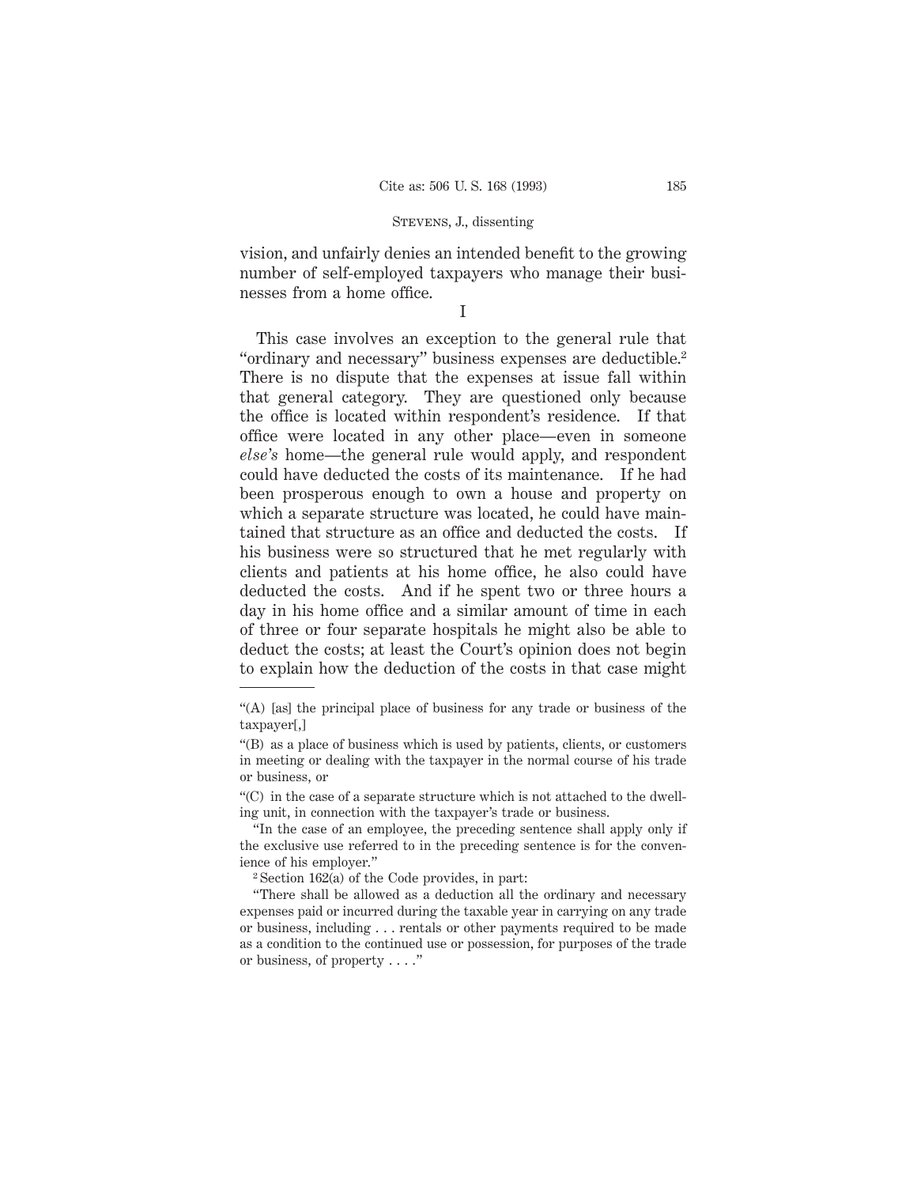vision, and unfairly denies an intended benefit to the growing number of self-employed taxpayers who manage their businesses from a home office.

I

This case involves an exception to the general rule that "ordinary and necessary" business expenses are deductible.[2] There is no dispute that the expenses at issue fall within that general category. They are questioned only because the office is located within respondent's residence. If that office were located in any other place—even in someone *else's* home—the general rule would apply, and respondent could have deducted the costs of its maintenance. If he had been prosperous enough to own a house and property on which a separate structure was located, he could have maintained that structure as an office and deducted the costs. If his business were so structured that he met regularly with clients and patients at his home office, he also could have deducted the costs. And if he spent two or three hours a day in his home office and a similar amount of time in each of three or four separate hospitals he might also be able to deduct the costs; at least the Court's opinion does not begin to explain how the deduction of the costs in that case might

---

"(A) [as] the principal place of business for any trade or business of the taxpayer[,]

"(B) as a place of business which is used by patients, clients, or customers in meeting or dealing with the taxpayer in the normal course of his trade or business, or

"(C) in the case of a separate structure which is not attached to the dwelling unit, in connection with the taxpayer's trade or business.

"In the case of an employee, the preceding sentence shall apply only if the exclusive use referred to in the preceding sentence is for the convenience of his employer."

[2] Section 162(a) of the Code provides, in part:

"There shall be allowed as a deduction all the ordinary and necessary expenses paid or incurred during the taxable year in carrying on any trade or business, including . . . rentals or other payments required to be made as a condition to the continued use or possession, for purposes of the trade or business, of property . . . ."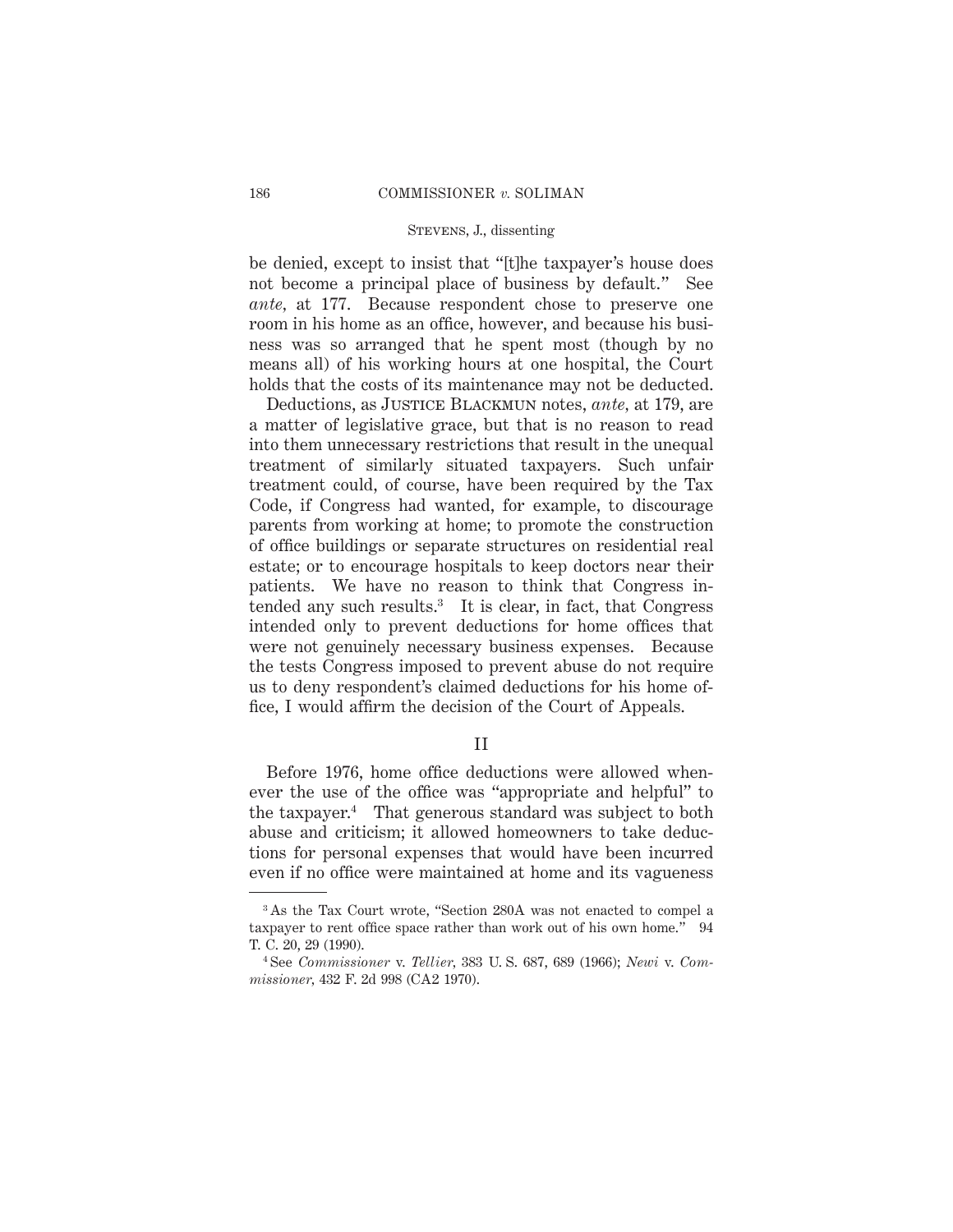be denied, except to insist that "[t]he taxpayer's house does not become a principal place of business by default." See *ante*, at 177. Because respondent chose to preserve one room in his home as an office, however, and because his business was so arranged that he spent most (though by no means all) of his working hours at one hospital, the Court holds that the costs of its maintenance may not be deducted.

Deductions, as JUSTICE BLACKMUN notes, *ante*, at 179, are a matter of legislative grace, but that is no reason to read into them unnecessary restrictions that result in the unequal treatment of similarly situated taxpayers. Such unfair treatment could, of course, have been required by the Tax Code, if Congress had wanted, for example, to discourage parents from working at home; to promote the construction of office buildings or separate structures on residential real estate; or to encourage hospitals to keep doctors near their patients. We have no reason to think that Congress intended any such results.[3] It is clear, in fact, that Congress intended only to prevent deductions for home offices that were not genuinely necessary business expenses. Because the tests Congress imposed to prevent abuse do not require us to deny respondent's claimed deductions for his home office, I would affirm the decision of the Court of Appeals.

## II

Before 1976, home office deductions were allowed whenever the use of the office was "appropriate and helpful" to the taxpayer.[4] That generous standard was subject to both abuse and criticism; it allowed homeowners to take deductions for personal expenses that would have been incurred even if no office were maintained at home and its vagueness

[3] As the Tax Court wrote, "Section 280A was not enacted to compel a taxpayer to rent office space rather than work out of his own home." 94 T. C. 20, 29 (1990).

[4] See *Commissioner* v. *Tellier*, 383 U. S. 687, 689 (1966); *Newi* v. *Commissioner*, 432 F. 2d 998 (CA2 1970).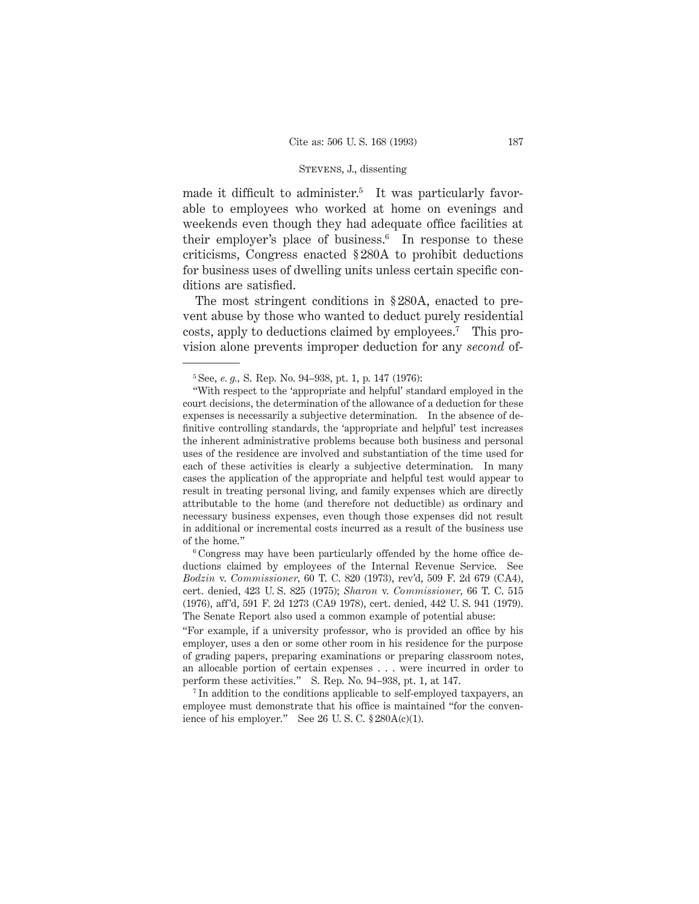made it difficult to administer.[5] It was particularly favorable to employees who worked at home on evenings and weekends even though they had adequate office facilities at their employer's place of business.[6] In response to these criticisms, Congress enacted § 280A to prohibit deductions for business uses of dwelling units unless certain specific conditions are satisfied.

The most stringent conditions in § 280A, enacted to prevent abuse by those who wanted to deduct purely residential costs, apply to deductions claimed by employees.[7] This provision alone prevents improper deduction for any *second* of-

---

[5] See, *e. g.,* S. Rep. No. 94–938, pt. 1, p. 147 (1976):

"With respect to the 'appropriate and helpful' standard employed in the court decisions, the determination of the allowance of a deduction for these expenses is necessarily a subjective determination. In the absence of definitive controlling standards, the 'appropriate and helpful' test increases the inherent administrative problems because both business and personal uses of the residence are involved and substantiation of the time used for each of these activities is clearly a subjective determination. In many cases the application of the appropriate and helpful test would appear to result in treating personal living, and family expenses which are directly attributable to the home (and therefore not deductible) as ordinary and necessary business expenses, even though those expenses did not result in additional or incremental costs incurred as a result of the business use of the home."

[6] Congress may have been particularly offended by the home office deductions claimed by employees of the Internal Revenue Service. See *Bodzin* v. *Commissioner,* 60 T. C. 820 (1973), rev'd, 509 F. 2d 679 (CA4), cert. denied, 423 U. S. 825 (1975); *Sharon* v. *Commissioner,* 66 T. C. 515 (1976), aff'd, 591 F. 2d 1273 (CA9 1978), cert. denied, 442 U. S. 941 (1979). The Senate Report also used a common example of potential abuse:

"For example, if a university professor, who is provided an office by his employer, uses a den or some other room in his residence for the purpose of grading papers, preparing examinations or preparing classroom notes, an allocable portion of certain expenses . . . were incurred in order to perform these activities." S. Rep. No. 94–938, pt. 1, at 147.

[7] In addition to the conditions applicable to self-employed taxpayers, an employee must demonstrate that his office is maintained "for the convenience of his employer." See 26 U. S. C. § 280A(c)(1).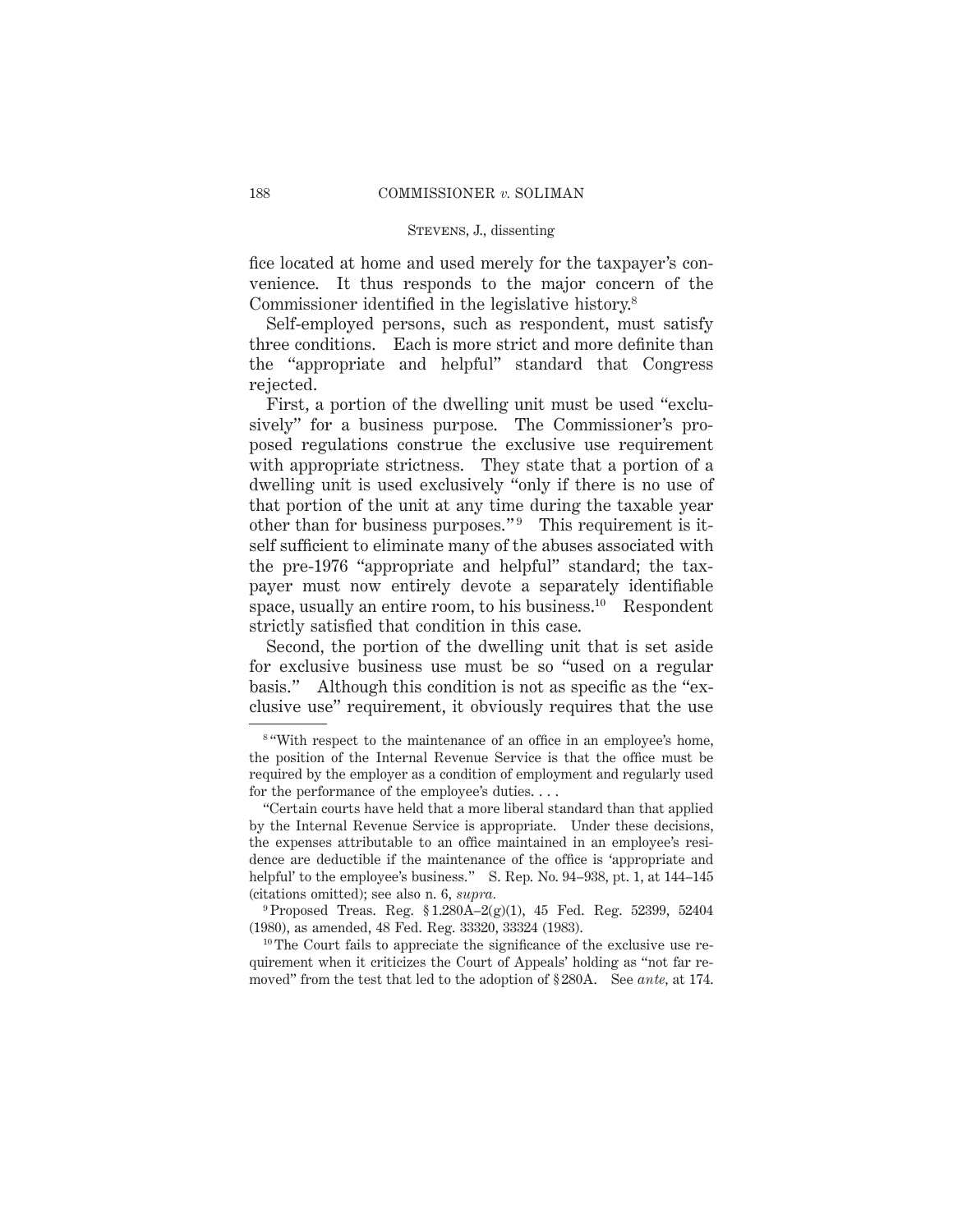fice located at home and used merely for the taxpayer's convenience. It thus responds to the major concern of the Commissioner identified in the legislative history.[8]

Self-employed persons, such as respondent, must satisfy three conditions. Each is more strict and more definite than the "appropriate and helpful" standard that Congress rejected.

First, a portion of the dwelling unit must be used "exclusively" for a business purpose. The Commissioner's proposed regulations construe the exclusive use requirement with appropriate strictness. They state that a portion of a dwelling unit is used exclusively "only if there is no use of that portion of the unit at any time during the taxable year other than for business purposes."[9] This requirement is itself sufficient to eliminate many of the abuses associated with the pre-1976 "appropriate and helpful" standard; the taxpayer must now entirely devote a separately identifiable space, usually an entire room, to his business.[10] Respondent strictly satisfied that condition in this case.

Second, the portion of the dwelling unit that is set aside for exclusive business use must be so "used on a regular basis." Although this condition is not as specific as the "exclusive use" requirement, it obviously requires that the use

---

[8] "With respect to the maintenance of an office in an employee's home, the position of the Internal Revenue Service is that the office must be required by the employer as a condition of employment and regularly used for the performance of the employee's duties. . . .

"Certain courts have held that a more liberal standard than that applied by the Internal Revenue Service is appropriate. Under these decisions, the expenses attributable to an office maintained in an employee's residence are deductible if the maintenance of the office is 'appropriate and helpful' to the employee's business." S. Rep. No. 94–938, pt. 1, at 144–145 (citations omitted); see also n. 6, *supra*.

[9] Proposed Treas. Reg. § 1.280A–2(g)(1), 45 Fed. Reg. 52399, 52404 (1980), as amended, 48 Fed. Reg. 33320, 33324 (1983).

[10] The Court fails to appreciate the significance of the exclusive use requirement when it criticizes the Court of Appeals' holding as "not far removed" from the test that led to the adoption of § 280A. See *ante*, at 174.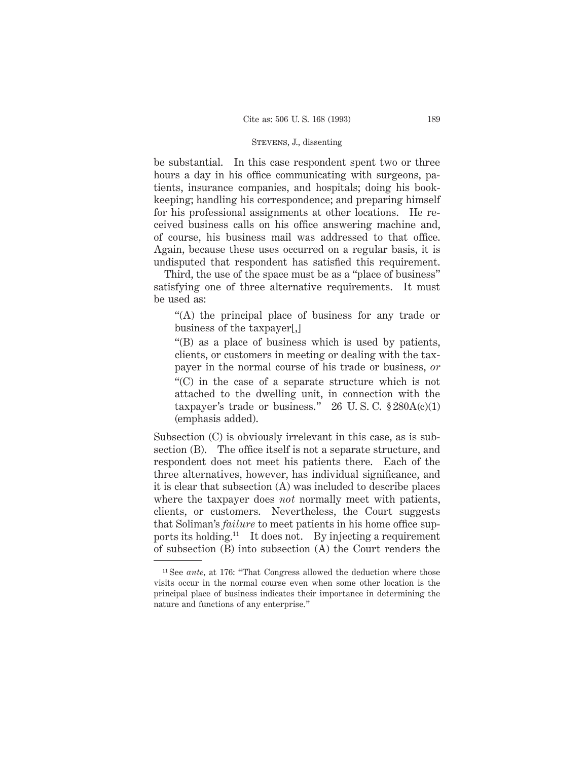be substantial. In this case respondent spent two or three hours a day in his office communicating with surgeons, patients, insurance companies, and hospitals; doing his bookkeeping; handling his correspondence; and preparing himself for his professional assignments at other locations. He received business calls on his office answering machine and, of course, his business mail was addressed to that office. Again, because these uses occurred on a regular basis, it is undisputed that respondent has satisfied this requirement.

Third, the use of the space must be as a "place of business" satisfying one of three alternative requirements. It must be used as:

> "(A) the principal place of business for any trade or business of the taxpayer[,]
>
> "(B) as a place of business which is used by patients, clients, or customers in meeting or dealing with the taxpayer in the normal course of his trade or business, *or*
>
> "(C) in the case of a separate structure which is not attached to the dwelling unit, in connection with the taxpayer's trade or business." 26 U. S. C. § 280A(c)(1) (emphasis added).

Subsection (C) is obviously irrelevant in this case, as is subsection (B). The office itself is not a separate structure, and respondent does not meet his patients there. Each of the three alternatives, however, has individual significance, and it is clear that subsection (A) was included to describe places where the taxpayer does *not* normally meet with patients, clients, or customers. Nevertheless, the Court suggests that Soliman's *failure* to meet patients in his home office supports its holding.[11] It does not. By injecting a requirement of subsection (B) into subsection (A) the Court renders the

[11] See *ante*, at 176: "That Congress allowed the deduction where those visits occur in the normal course even when some other location is the principal place of business indicates their importance in determining the nature and functions of any enterprise."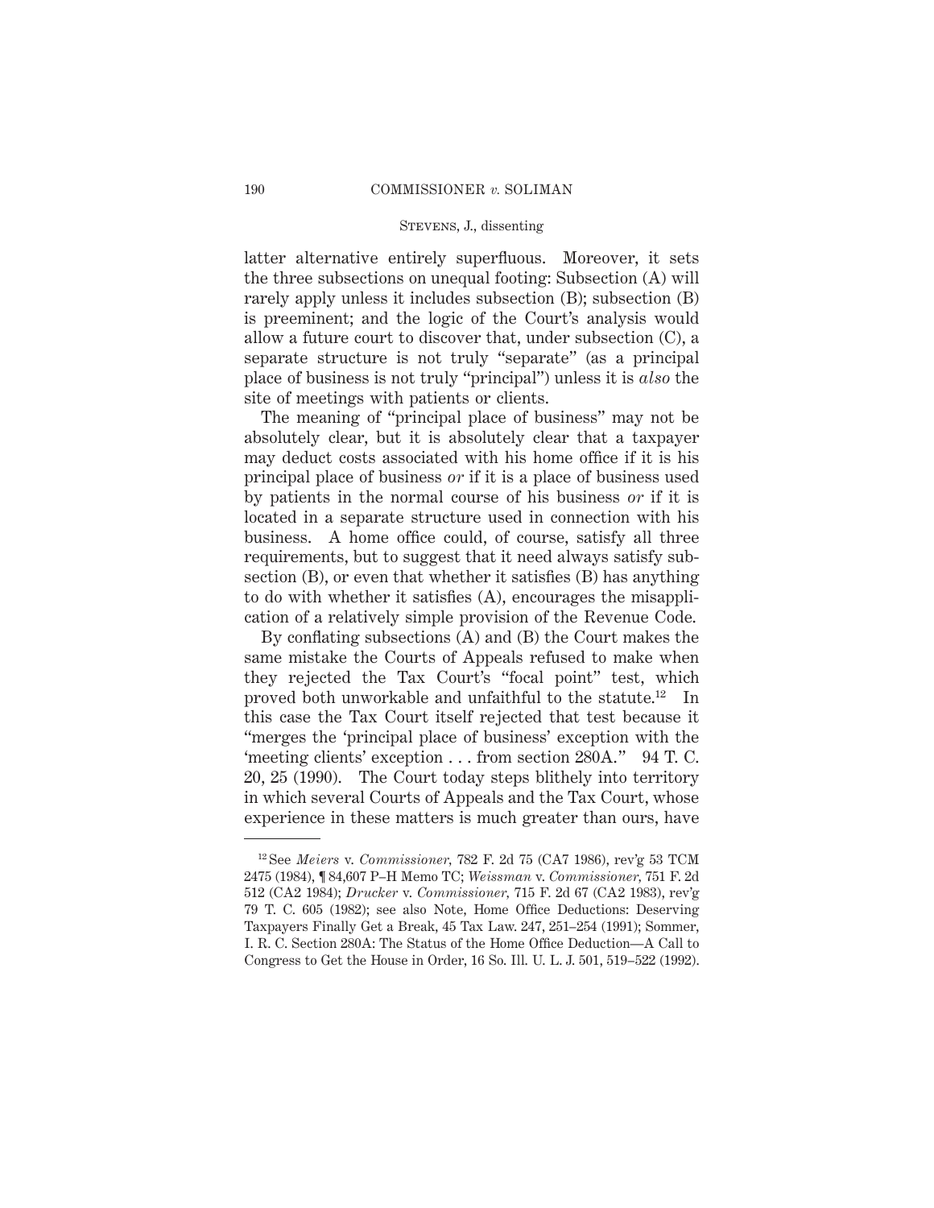latter alternative entirely superfluous. Moreover, it sets the three subsections on unequal footing: Subsection (A) will rarely apply unless it includes subsection (B); subsection (B) is preeminent; and the logic of the Court's analysis would allow a future court to discover that, under subsection (C), a separate structure is not truly "separate" (as a principal place of business is not truly "principal") unless it is *also* the site of meetings with patients or clients.

The meaning of "principal place of business" may not be absolutely clear, but it is absolutely clear that a taxpayer may deduct costs associated with his home office if it is his principal place of business *or* if it is a place of business used by patients in the normal course of his business *or* if it is located in a separate structure used in connection with his business. A home office could, of course, satisfy all three requirements, but to suggest that it need always satisfy subsection (B), or even that whether it satisfies (B) has anything to do with whether it satisfies (A), encourages the misapplication of a relatively simple provision of the Revenue Code.

By conflating subsections (A) and (B) the Court makes the same mistake the Courts of Appeals refused to make when they rejected the Tax Court's "focal point" test, which proved both unworkable and unfaithful to the statute.[12] In this case the Tax Court itself rejected that test because it "merges the 'principal place of business' exception with the 'meeting clients' exception . . . from section 280A." 94 T. C. 20, 25 (1990). The Court today steps blithely into territory in which several Courts of Appeals and the Tax Court, whose experience in these matters is much greater than ours, have

---

[12] See *Meiers* v. *Commissioner,* 782 F. 2d 75 (CA7 1986), rev'g 53 TCM 2475 (1984), ¶ 84,607 P–H Memo TC; *Weissman* v. *Commissioner,* 751 F. 2d 512 (CA2 1984); *Drucker* v. *Commissioner,* 715 F. 2d 67 (CA2 1983), rev'g 79 T. C. 605 (1982); see also Note, Home Office Deductions: Deserving Taxpayers Finally Get a Break, 45 Tax Law. 247, 251–254 (1991); Sommer, I. R. C. Section 280A: The Status of the Home Office Deduction—A Call to Congress to Get the House in Order, 16 So. Ill. U. L. J. 501, 519–522 (1992).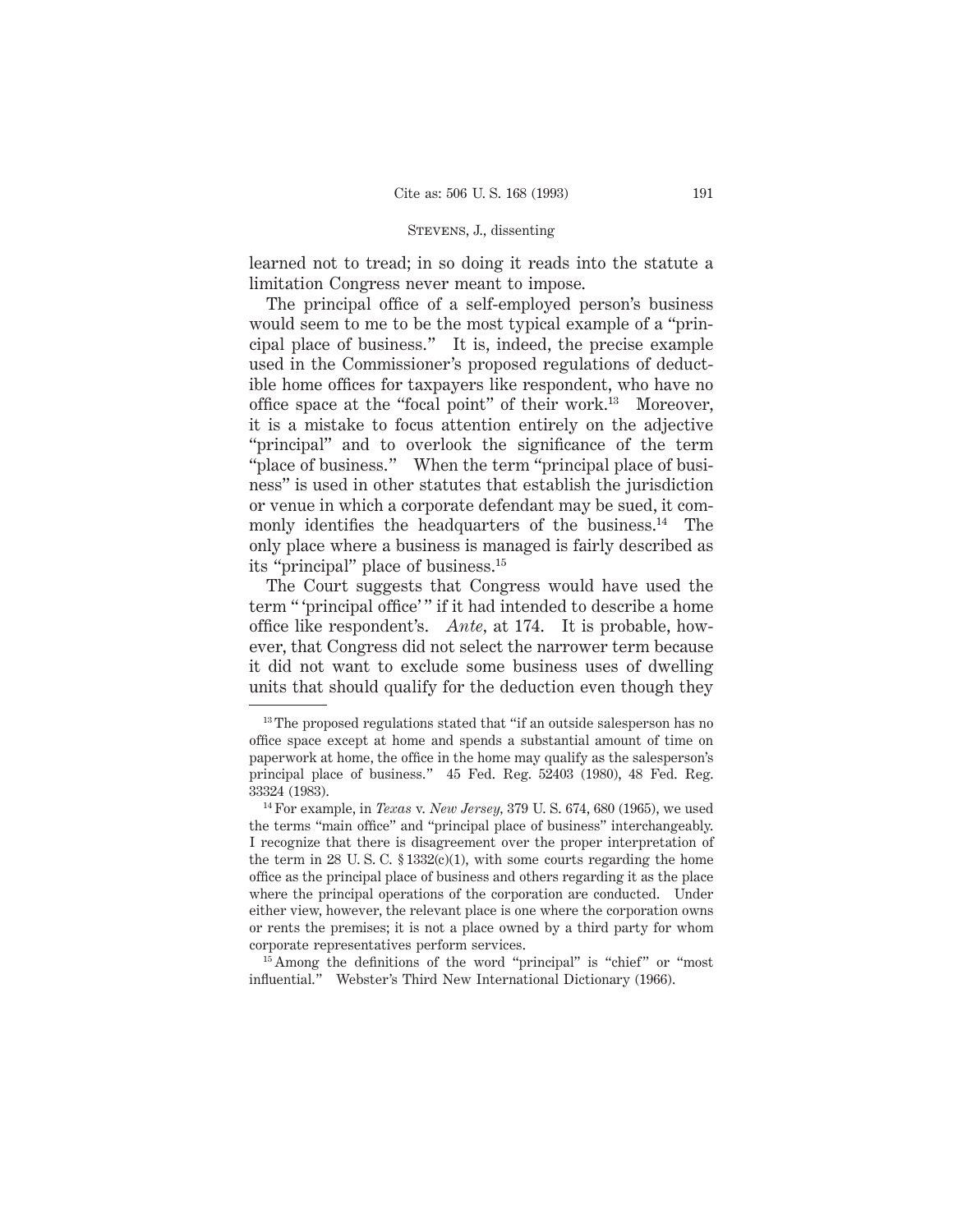learned not to tread; in so doing it reads into the statute a limitation Congress never meant to impose.

The principal office of a self-employed person's business would seem to me to be the most typical example of a "principal place of business." It is, indeed, the precise example used in the Commissioner's proposed regulations of deductible home offices for taxpayers like respondent, who have no office space at the "focal point" of their work.[13] Moreover, it is a mistake to focus attention entirely on the adjective "principal" and to overlook the significance of the term "place of business." When the term "principal place of business" is used in other statutes that establish the jurisdiction or venue in which a corporate defendant may be sued, it commonly identifies the headquarters of the business.[14] The only place where a business is managed is fairly described as its "principal" place of business.[15]

The Court suggests that Congress would have used the term " 'principal office' " if it had intended to describe a home office like respondent's. *Ante*, at 174. It is probable, however, that Congress did not select the narrower term because it did not want to exclude some business uses of dwelling units that should qualify for the deduction even though they

---

[13] The proposed regulations stated that "if an outside salesperson has no office space except at home and spends a substantial amount of time on paperwork at home, the office in the home may qualify as the salesperson's principal place of business." 45 Fed. Reg. 52403 (1980), 48 Fed. Reg. 33324 (1983).

[14] For example, in *Texas* v. *New Jersey*, 379 U. S. 674, 680 (1965), we used the terms "main office" and "principal place of business" interchangeably. I recognize that there is disagreement over the proper interpretation of the term in 28 U. S. C. § 1332(c)(1), with some courts regarding the home office as the principal place of business and others regarding it as the place where the principal operations of the corporation are conducted. Under either view, however, the relevant place is one where the corporation owns or rents the premises; it is not a place owned by a third party for whom corporate representatives perform services.

[15] Among the definitions of the word "principal" is "chief" or "most influential." Webster's Third New International Dictionary (1966).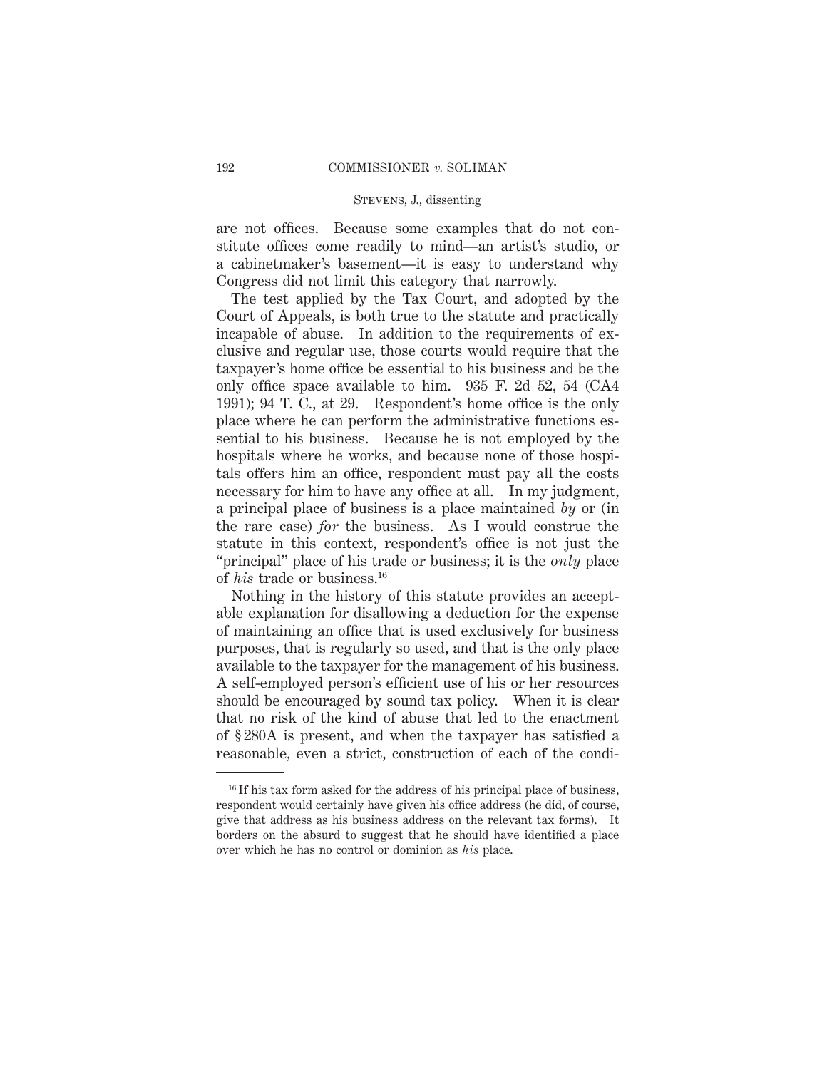are not offices. Because some examples that do not constitute offices come readily to mind—an artist's studio, or a cabinetmaker's basement—it is easy to understand why Congress did not limit this category that narrowly.

The test applied by the Tax Court, and adopted by the Court of Appeals, is both true to the statute and practically incapable of abuse. In addition to the requirements of exclusive and regular use, those courts would require that the taxpayer's home office be essential to his business and be the only office space available to him. 935 F. 2d 52, 54 (CA4 1991); 94 T. C., at 29. Respondent's home office is the only place where he can perform the administrative functions essential to his business. Because he is not employed by the hospitals where he works, and because none of those hospitals offers him an office, respondent must pay all the costs necessary for him to have any office at all. In my judgment, a principal place of business is a place maintained *by* or (in the rare case) *for* the business. As I would construe the statute in this context, respondent's office is not just the "principal" place of his trade or business; it is the *only* place of *his* trade or business.[16]

Nothing in the history of this statute provides an acceptable explanation for disallowing a deduction for the expense of maintaining an office that is used exclusively for business purposes, that is regularly so used, and that is the only place available to the taxpayer for the management of his business. A self-employed person's efficient use of his or her resources should be encouraged by sound tax policy. When it is clear that no risk of the kind of abuse that led to the enactment of § 280A is present, and when the taxpayer has satisfied a reasonable, even a strict, construction of each of the condi-

---

[16] If his tax form asked for the address of his principal place of business, respondent would certainly have given his office address (he did, of course, give that address as his business address on the relevant tax forms). It borders on the absurd to suggest that he should have identified a place over which he has no control or dominion as *his* place.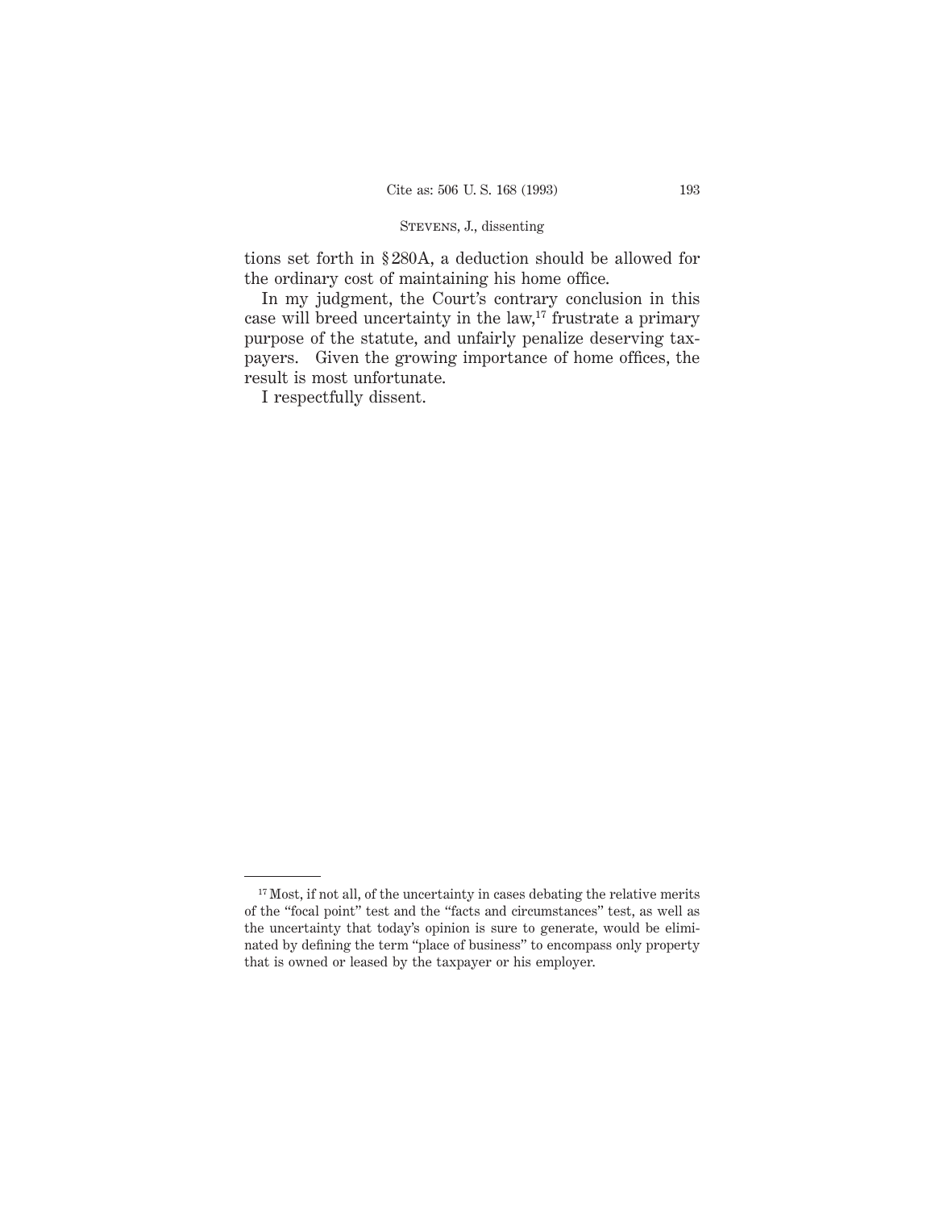tions set forth in §280A, a deduction should be allowed for the ordinary cost of maintaining his home office.

In my judgment, the Court's contrary conclusion in this case will breed uncertainty in the law,[17] frustrate a primary purpose of the statute, and unfairly penalize deserving taxpayers. Given the growing importance of home offices, the result is most unfortunate.

I respectfully dissent.

---

[17] Most, if not all, of the uncertainty in cases debating the relative merits of the "focal point" test and the "facts and circumstances" test, as well as the uncertainty that today's opinion is sure to generate, would be eliminated by defining the term "place of business" to encompass only property that is owned or leased by the taxpayer or his employer.